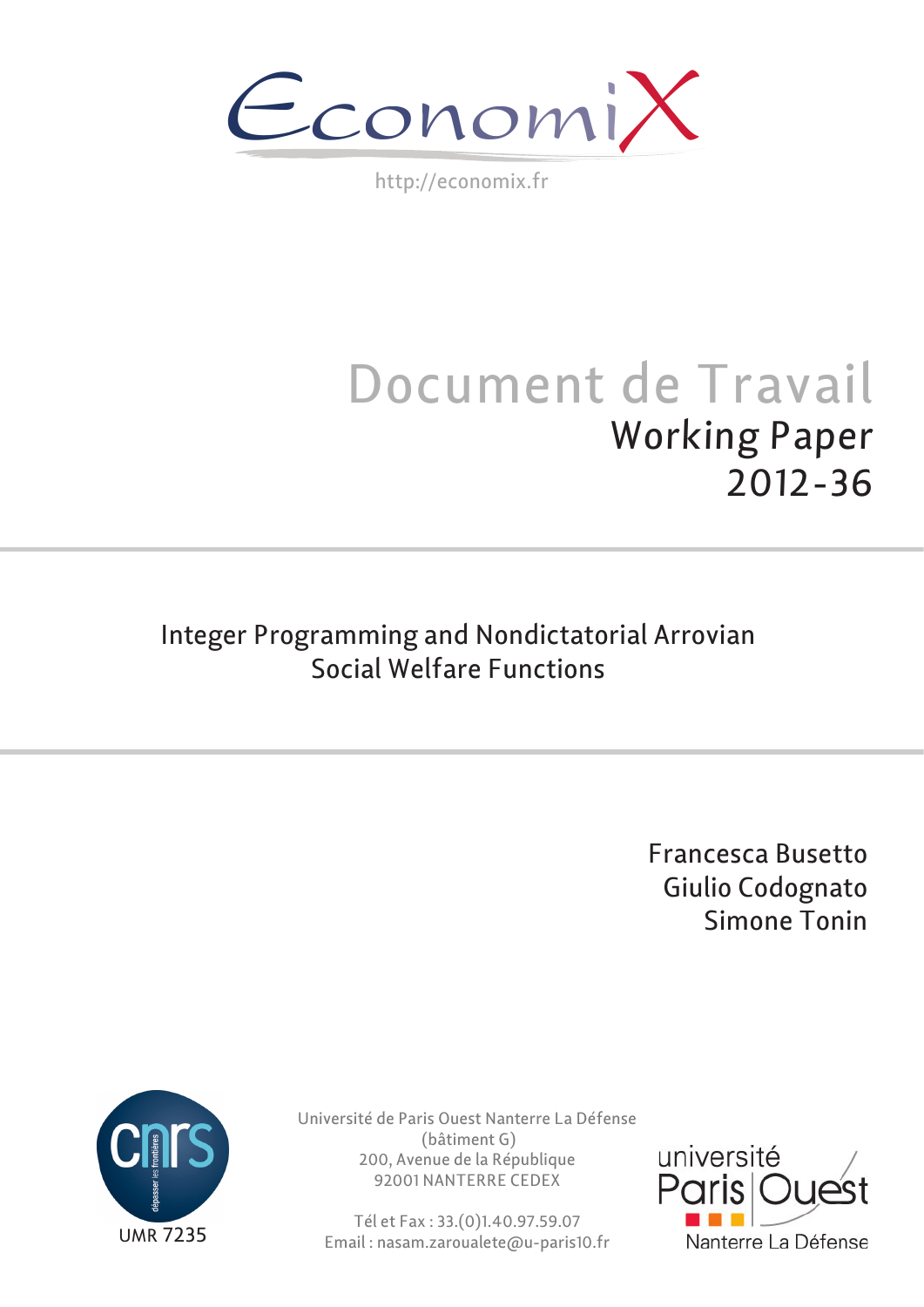EconomiX

http://economix.fr

# Document de Travail

## Working Paper 2012-36

# Integer Programming and Nondictatorial Arrovian Social Welfare Functions

Francesca Busetto
Giulio Codognato
Simone Tonin

UMR 7235

Université de Paris Ouest Nanterre La Défense
(bâtiment G)
200, Avenue de la République
92001 NANTERRE CEDEX

Tél et Fax : 33.(0)1.40.97.59.07
Email : nasam.zaroualete@u-paris10.fr

université Paris Ouest Nanterre La Défense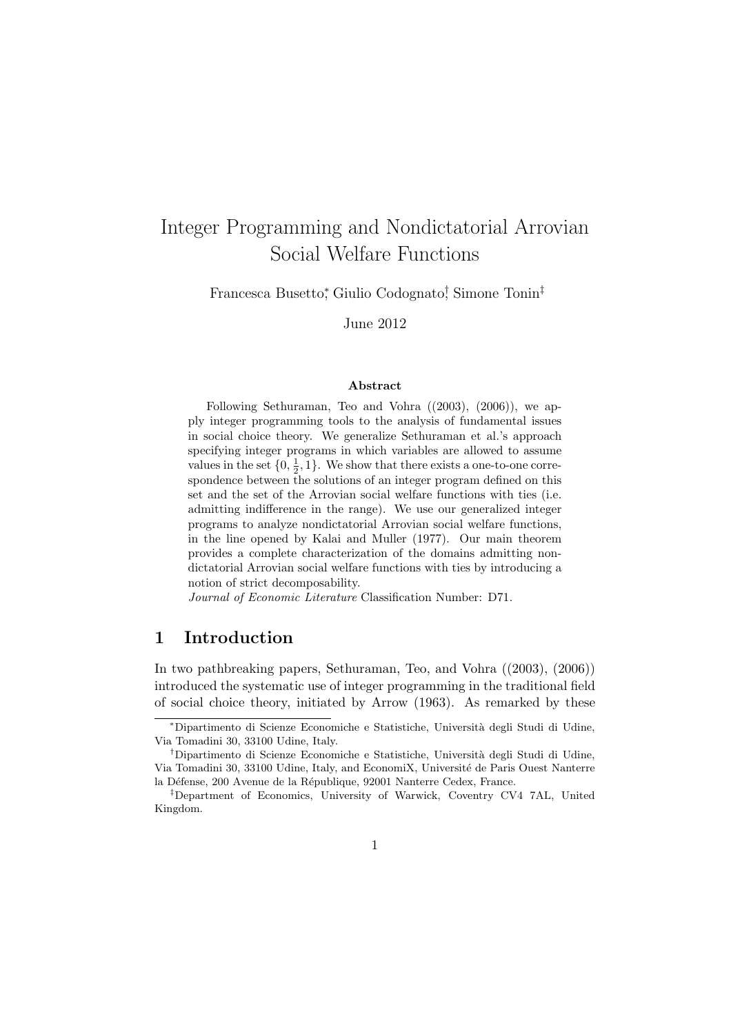# Integer Programming and Nondictatorial Arrovian Social Welfare Functions

Francesca Busetto[*], Giulio Codognato[†], Simone Tonin[‡]

June 2012

### Abstract

Following Sethuraman, Teo and Vohra ((2003), (2006)), we apply integer programming tools to the analysis of fundamental issues in social choice theory. We generalize Sethuraman et al.'s approach specifying integer programs in which variables are allowed to assume values in the set $\{0, \frac{1}{2}, 1\}$. We show that there exists a one-to-one correspondence between the solutions of an integer program defined on this set and the set of the Arrovian social welfare functions with ties (i.e. admitting indifference in the range). We use our generalized integer programs to analyze nondictatorial Arrovian social welfare functions, in the line opened by Kalai and Muller (1977). Our main theorem provides a complete characterization of the domains admitting nondictatorial Arrovian social welfare functions with ties by introducing a notion of strict decomposability.

*Journal of Economic Literature* Classification Number: D71.

## 1 Introduction

In two pathbreaking papers, Sethuraman, Teo, and Vohra ((2003), (2006)) introduced the systematic use of integer programming in the traditional field of social choice theory, initiated by Arrow (1963). As remarked by these

---

[*] Dipartimento di Scienze Economiche e Statistiche, Università degli Studi di Udine, Via Tomadini 30, 33100 Udine, Italy.

[†] Dipartimento di Scienze Economiche e Statistiche, Università degli Studi di Udine, Via Tomadini 30, 33100 Udine, Italy, and EconomiX, Université de Paris Ouest Nanterre la Défense, 200 Avenue de la République, 92001 Nanterre Cedex, France.

[‡] Department of Economics, University of Warwick, Coventry CV4 7AL, United Kingdom.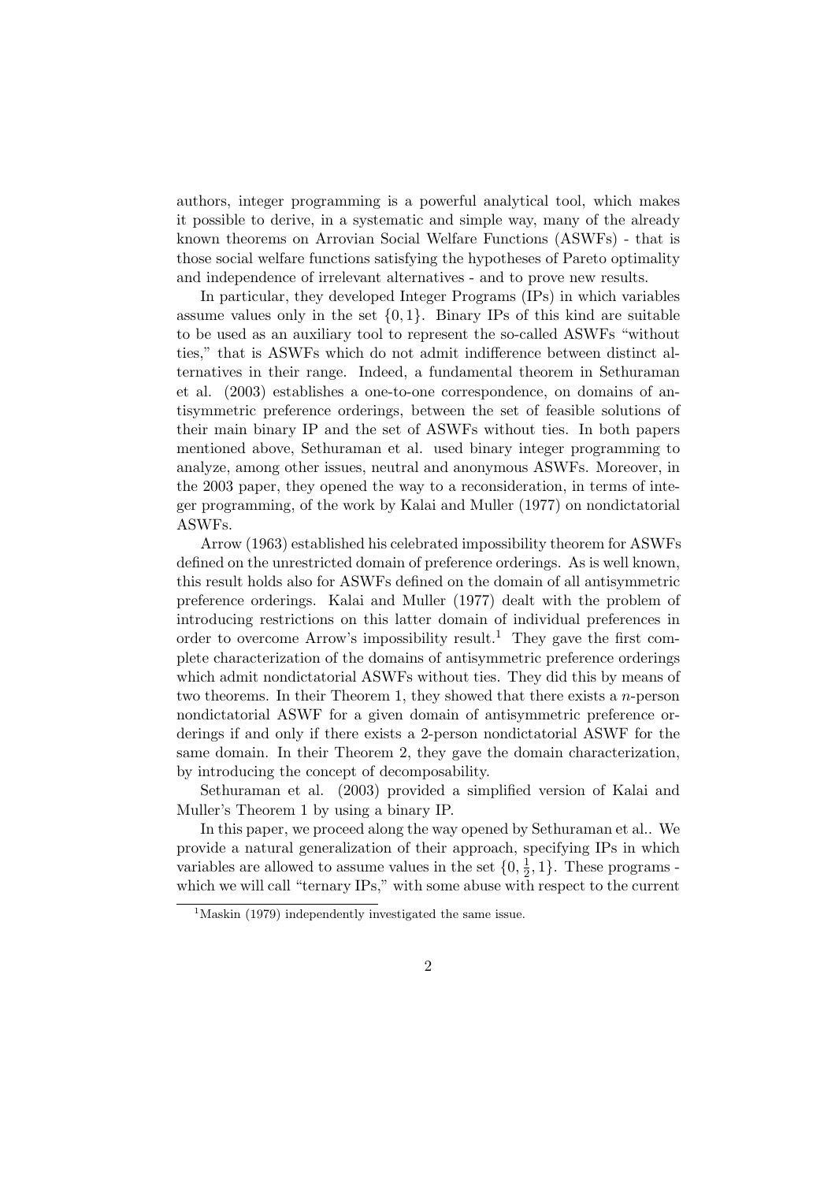authors, integer programming is a powerful analytical tool, which makes it possible to derive, in a systematic and simple way, many of the already known theorems on Arrovian Social Welfare Functions (ASWFs) - that is those social welfare functions satisfying the hypotheses of Pareto optimality and independence of irrelevant alternatives - and to prove new results.

In particular, they developed Integer Programs (IPs) in which variables assume values only in the set $\{0, 1\}$. Binary IPs of this kind are suitable to be used as an auxiliary tool to represent the so-called ASWFs "without ties," that is ASWFs which do not admit indifference between distinct alternatives in their range. Indeed, a fundamental theorem in Sethuraman et al. (2003) establishes a one-to-one correspondence, on domains of antisymmetric preference orderings, between the set of feasible solutions of their main binary IP and the set of ASWFs without ties. In both papers mentioned above, Sethuraman et al. used binary integer programming to analyze, among other issues, neutral and anonymous ASWFs. Moreover, in the 2003 paper, they opened the way to a reconsideration, in terms of integer programming, of the work by Kalai and Muller (1977) on nondictatorial ASWFs.

Arrow (1963) established his celebrated impossibility theorem for ASWFs defined on the unrestricted domain of preference orderings. As is well known, this result holds also for ASWFs defined on the domain of all antisymmetric preference orderings. Kalai and Muller (1977) dealt with the problem of introducing restrictions on this latter domain of individual preferences in order to overcome Arrow's impossibility result.[1] They gave the first complete characterization of the domains of antisymmetric preference orderings which admit nondictatorial ASWFs without ties. They did this by means of two theorems. In their Theorem 1, they showed that there exists a $n$-person nondictatorial ASWF for a given domain of antisymmetric preference orderings if and only if there exists a 2-person nondictatorial ASWF for the same domain. In their Theorem 2, they gave the domain characterization, by introducing the concept of decomposability.

Sethuraman et al. (2003) provided a simplified version of Kalai and Muller's Theorem 1 by using a binary IP.

In this paper, we proceed along the way opened by Sethuraman et al.. We provide a natural generalization of their approach, specifying IPs in which variables are allowed to assume values in the set $\{0, \frac{1}{2}, 1\}$. These programs - which we will call "ternary IPs," with some abuse with respect to the current

[1] Maskin (1979) independently investigated the same issue.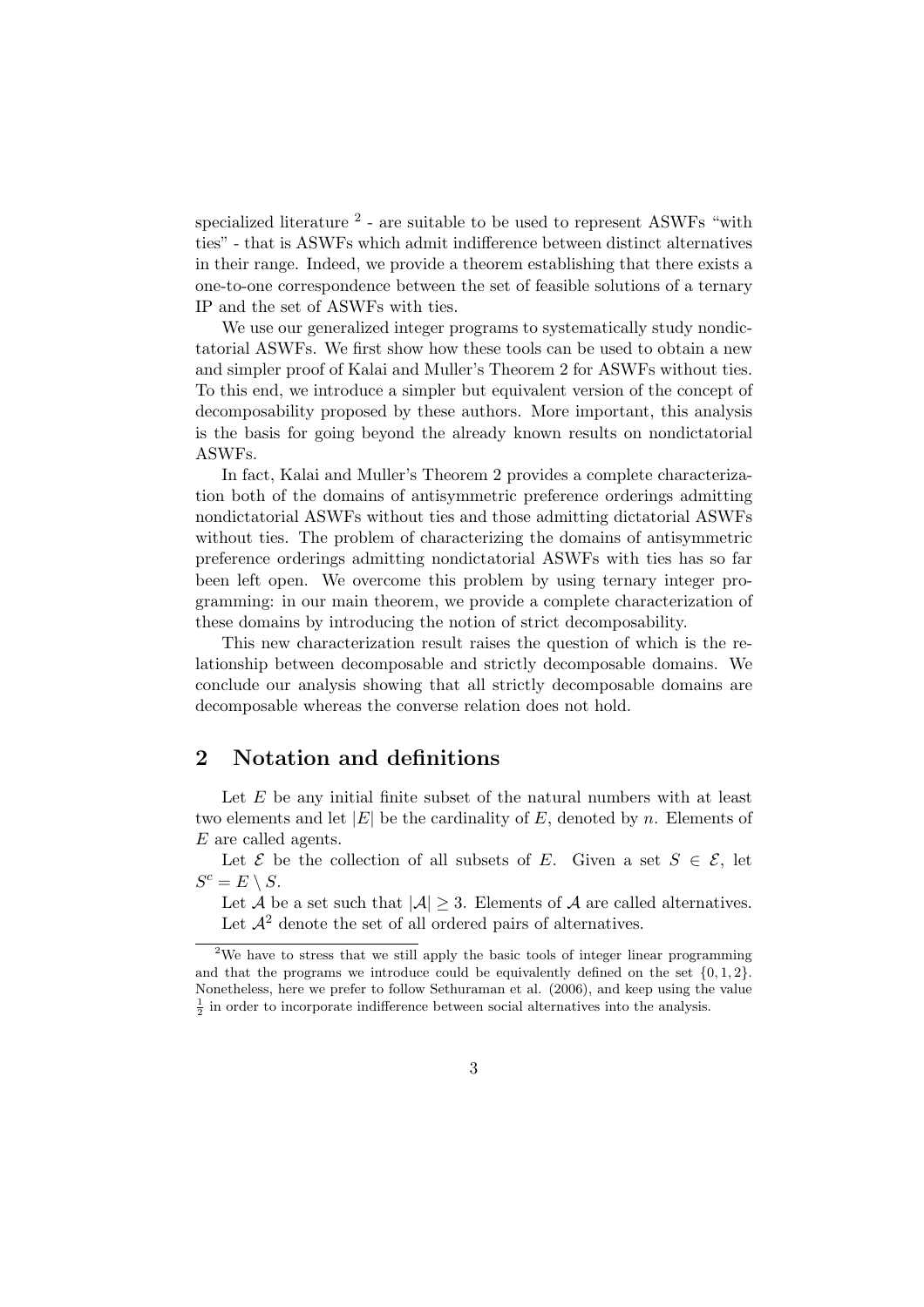specialized literature [2] - are suitable to be used to represent ASWFs "with ties" - that is ASWFs which admit indifference between distinct alternatives in their range. Indeed, we provide a theorem establishing that there exists a one-to-one correspondence between the set of feasible solutions of a ternary IP and the set of ASWFs with ties.

We use our generalized integer programs to systematically study nondictatorial ASWFs. We first show how these tools can be used to obtain a new and simpler proof of Kalai and Muller's Theorem 2 for ASWFs without ties. To this end, we introduce a simpler but equivalent version of the concept of decomposability proposed by these authors. More important, this analysis is the basis for going beyond the already known results on nondictatorial ASWFs.

In fact, Kalai and Muller's Theorem 2 provides a complete characterization both of the domains of antisymmetric preference orderings admitting nondictatorial ASWFs without ties and those admitting dictatorial ASWFs without ties. The problem of characterizing the domains of antisymmetric preference orderings admitting nondictatorial ASWFs with ties has so far been left open. We overcome this problem by using ternary integer programming: in our main theorem, we provide a complete characterization of these domains by introducing the notion of strict decomposability.

This new characterization result raises the question of which is the relationship between decomposable and strictly decomposable domains. We conclude our analysis showing that all strictly decomposable domains are decomposable whereas the converse relation does not hold.

## 2 Notation and definitions

Let $E$ be any initial finite subset of the natural numbers with at least two elements and let $|E|$ be the cardinality of $E$, denoted by $n$. Elements of $E$ are called agents.

Let $\mathcal{E}$ be the collection of all subsets of $E$. Given a set $S \in \mathcal{E}$, let $S^c = E \setminus S$.

Let $\mathcal{A}$ be a set such that $|\mathcal{A}| \geq 3$. Elements of $\mathcal{A}$ are called alternatives. Let $\mathcal{A}^2$ denote the set of all ordered pairs of alternatives.

[2] We have to stress that we still apply the basic tools of integer linear programming and that the programs we introduce could be equivalently defined on the set $\{0, 1, 2\}$. Nonetheless, here we prefer to follow Sethuraman et al. (2006), and keep using the value $\frac{1}{2}$ in order to incorporate indifference between social alternatives into the analysis.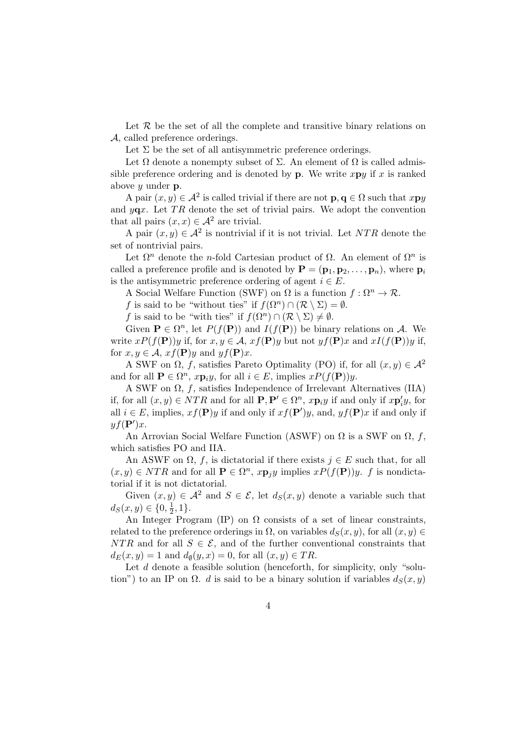Let $\mathcal{R}$ be the set of all the complete and transitive binary relations on $\mathcal{A}$, called preference orderings.

Let $\Sigma$ be the set of all antisymmetric preference orderings.

Let $\Omega$ denote a nonempty subset of $\Sigma$. An element of $\Omega$ is called admissible preference ordering and is denoted by $\mathbf{p}$. We write $x\mathbf{p}y$ if $x$ is ranked above $y$ under $\mathbf{p}$.

A pair $(x, y) \in \mathcal{A}^2$ is called trivial if there are not $\mathbf{p}, \mathbf{q} \in \Omega$ such that $x\mathbf{p}y$ and $y\mathbf{q}x$. Let $TR$ denote the set of trivial pairs. We adopt the convention that all pairs $(x, x) \in \mathcal{A}^2$ are trivial.

A pair $(x, y) \in \mathcal{A}^2$ is nontrivial if it is not trivial. Let $NTR$ denote the set of nontrivial pairs.

Let $\Omega^n$ denote the $n$-fold Cartesian product of $\Omega$. An element of $\Omega^n$ is called a preference profile and is denoted by $\mathbf{P} = (\mathbf{p}_1, \mathbf{p}_2, \ldots, \mathbf{p}_n)$, where $\mathbf{p}_i$ is the antisymmetric preference ordering of agent $i \in E$.

A Social Welfare Function (SWF) on $\Omega$ is a function $f : \Omega^n \to \mathcal{R}$.

$f$ is said to be "without ties" if $f(\Omega^n) \cap (\mathcal{R} \setminus \Sigma) = \emptyset$.

$f$ is said to be "with ties" if $f(\Omega^n) \cap (\mathcal{R} \setminus \Sigma) \neq \emptyset$.

Given $\mathbf{P} \in \Omega^n$, let $P(f(\mathbf{P}))$ and $I(f(\mathbf{P}))$ be binary relations on $\mathcal{A}$. We write $xP(f(\mathbf{P}))y$ if, for $x, y \in \mathcal{A}$, $xf(\mathbf{P})y$ but not $yf(\mathbf{P})x$ and $xI(f(\mathbf{P}))y$ if, for $x, y \in \mathcal{A}$, $xf(\mathbf{P})y$ and $yf(\mathbf{P})x$.

A SWF on $\Omega$, $f$, satisfies Pareto Optimality (PO) if, for all $(x, y) \in \mathcal{A}^2$ and for all $\mathbf{P} \in \Omega^n$, $x\mathbf{p}_iy$, for all $i \in E$, implies $xP(f(\mathbf{P}))y$.

A SWF on $\Omega$, $f$, satisfies Independence of Irrelevant Alternatives (IIA) if, for all $(x, y) \in NTR$ and for all $\mathbf{P}, \mathbf{P}' \in \Omega^n$, $x\mathbf{p}_iy$ if and only if $x\mathbf{p}'_iy$, for all $i \in E$, implies, $xf(\mathbf{P})y$ if and only if $xf(\mathbf{P}')y$, and, $yf(\mathbf{P})x$ if and only if $yf(\mathbf{P}')x$.

An Arrovian Social Welfare Function (ASWF) on $\Omega$ is a SWF on $\Omega$, $f$, which satisfies PO and IIA.

An ASWF on $\Omega$, $f$, is dictatorial if there exists $j \in E$ such that, for all $(x, y) \in NTR$ and for all $\mathbf{P} \in \Omega^n$, $x\mathbf{p}_jy$ implies $xP(f(\mathbf{P}))y$. $f$ is nondictatorial if it is not dictatorial.

Given $(x, y) \in \mathcal{A}^2$ and $S \in \mathcal{E}$, let $d_S(x, y)$ denote a variable such that $d_S(x, y) \in \{0, \frac{1}{2}, 1\}$.

An Integer Program (IP) on $\Omega$ consists of a set of linear constraints, related to the preference orderings in $\Omega$, on variables $d_S(x, y)$, for all $(x, y) \in NTR$ and for all $S \in \mathcal{E}$, and of the further conventional constraints that $d_E(x, y) = 1$ and $d_\emptyset(y, x) = 0$, for all $(x, y) \in TR$.

Let $d$ denote a feasible solution (henceforth, for simplicity, only "solution") to an IP on $\Omega$. $d$ is said to be a binary solution if variables $d_S(x, y)$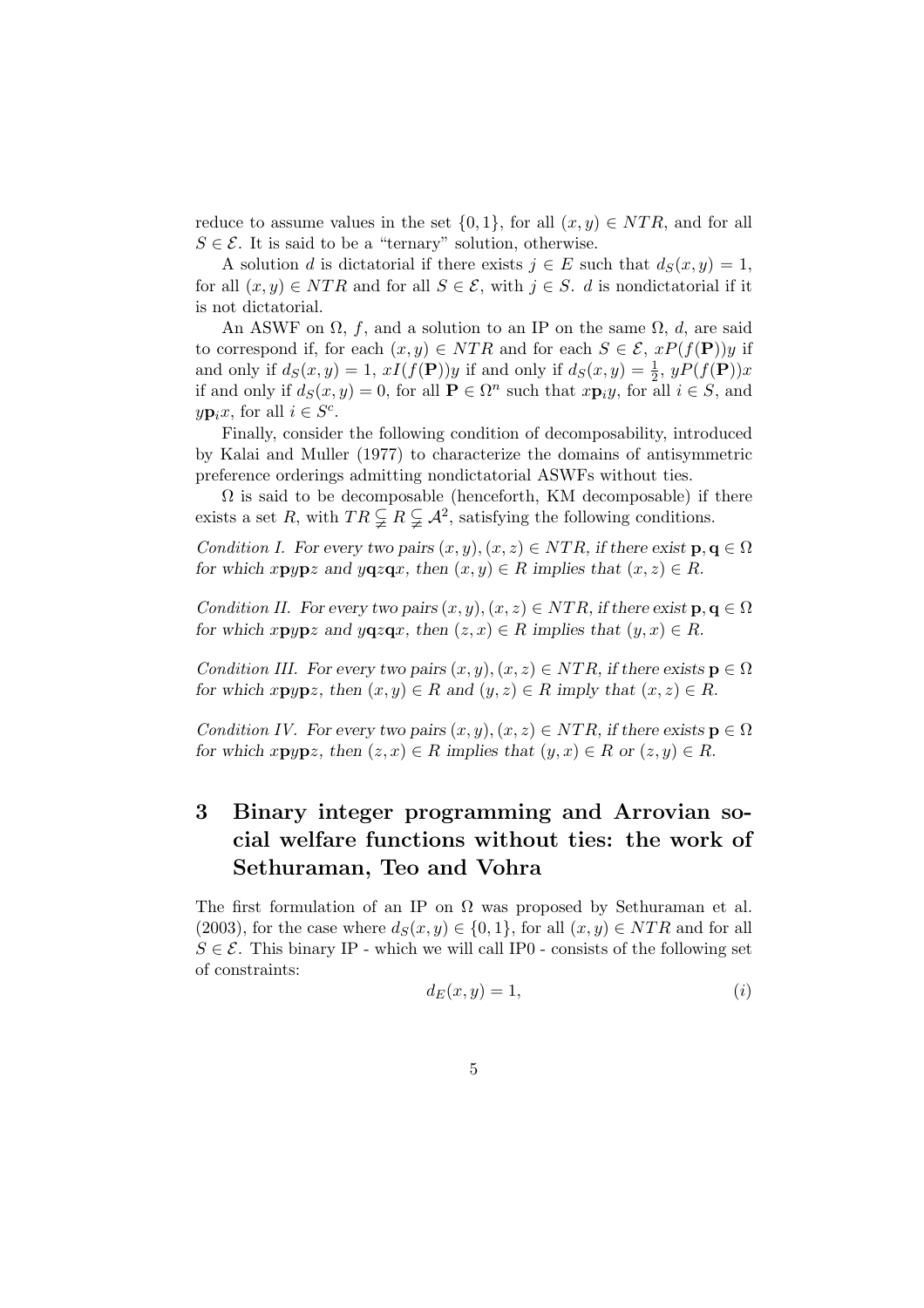reduce to assume values in the set $\{0, 1\}$, for all $(x, y) \in NTR$, and for all $S \in \mathcal{E}$. It is said to be a "ternary" solution, otherwise.

A solution $d$ is dictatorial if there exists $j \in E$ such that $d_S(x, y) = 1$, for all $(x, y) \in NTR$ and for all $S \in \mathcal{E}$, with $j \in S$. $d$ is nondictatorial if it is not dictatorial.

An ASWF on $\Omega$, $f$, and a solution to an IP on the same $\Omega$, $d$, are said to correspond if, for each $(x, y) \in NTR$ and for each $S \in \mathcal{E}$, $xP(f(\mathbf{P}))y$ if and only if $d_S(x, y) = 1$, $xI(f(\mathbf{P}))y$ if and only if $d_S(x, y) = \frac{1}{2}$, $yP(f(\mathbf{P}))x$ if and only if $d_S(x, y) = 0$, for all $\mathbf{P} \in \Omega^n$ such that $x\mathbf{p}_i y$, for all $i \in S$, and $y\mathbf{p}_i x$, for all $i \in S^c$.

Finally, consider the following condition of decomposability, introduced by Kalai and Muller (1977) to characterize the domains of antisymmetric preference orderings admitting nondictatorial ASWFs without ties.

$\Omega$ is said to be decomposable (henceforth, KM decomposable) if there exists a set $R$, with $TR \subsetneq R \subsetneq \mathcal{A}^2$, satisfying the following conditions.

*Condition I. For every two pairs $(x, y), (x, z) \in NTR$, if there exist $\mathbf{p}, \mathbf{q} \in \Omega$ for which $x\mathbf{p}y\mathbf{p}z$ and $y\mathbf{q}z\mathbf{q}x$, then $(x, y) \in R$ implies that $(x, z) \in R$.*

*Condition II. For every two pairs $(x, y), (x, z) \in NTR$, if there exist $\mathbf{p}, \mathbf{q} \in \Omega$ for which $x\mathbf{p}y\mathbf{p}z$ and $y\mathbf{q}z\mathbf{q}x$, then $(z, x) \in R$ implies that $(y, x) \in R$.*

*Condition III. For every two pairs $(x, y), (x, z) \in NTR$, if there exists $\mathbf{p} \in \Omega$ for which $x\mathbf{p}y\mathbf{p}z$, then $(x, y) \in R$ and $(y, z) \in R$ imply that $(x, z) \in R$.*

*Condition IV. For every two pairs $(x, y), (x, z) \in NTR$, if there exists $\mathbf{p} \in \Omega$ for which $x\mathbf{p}y\mathbf{p}z$, then $(z, x) \in R$ implies that $(y, x) \in R$ or $(z, y) \in R$.*

# 3 Binary integer programming and Arrovian social welfare functions without ties: the work of Sethuraman, Teo and Vohra

The first formulation of an IP on $\Omega$ was proposed by Sethuraman et al. (2003), for the case where $d_S(x, y) \in \{0, 1\}$, for all $(x, y) \in NTR$ and for all $S \in \mathcal{E}$. This binary IP - which we will call IP0 - consists of the following set of constraints:

$$d_E(x, y) = 1, \tag{i}$$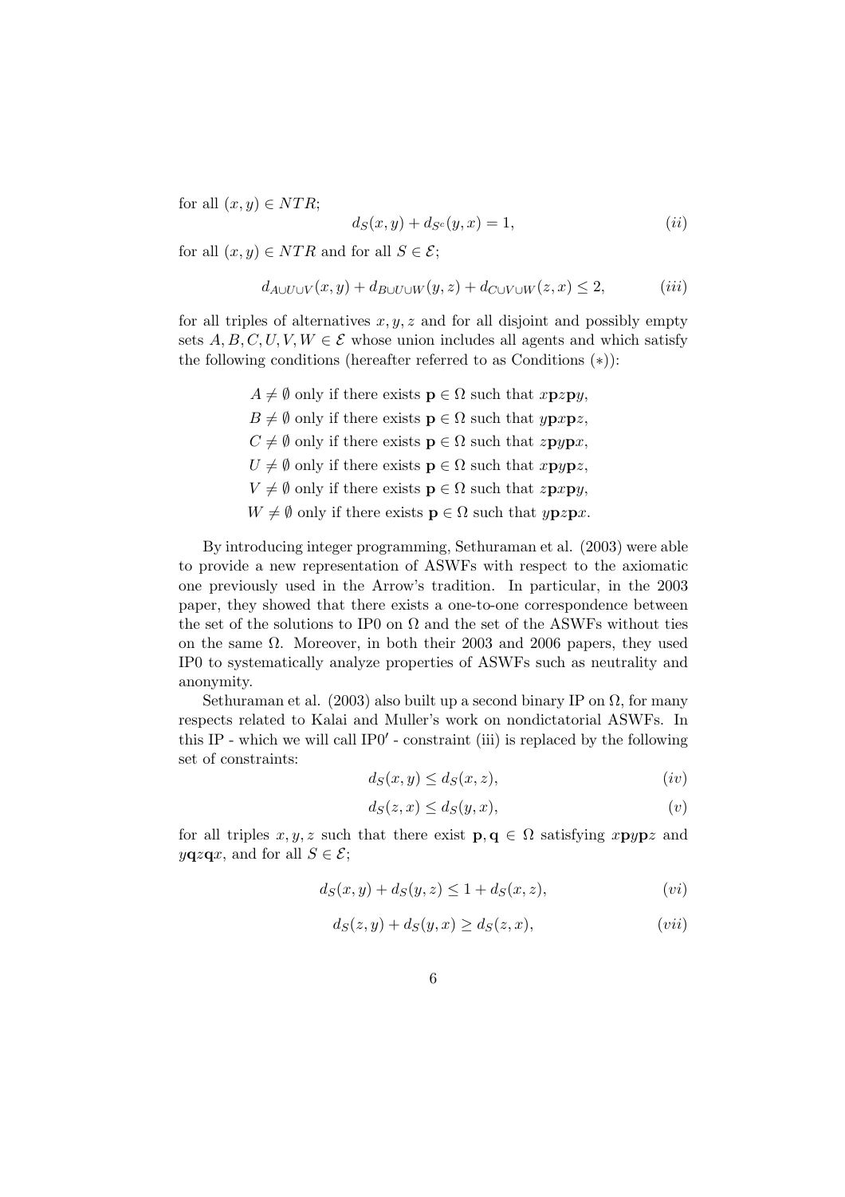for all $(x, y) \in NTR$;

$$d_S(x, y) + d_{S^c}(y, x) = 1, \tag{ii}$$

for all $(x, y) \in NTR$ and for all $S \in \mathcal{E}$;

$$d_{A\cup U\cup V}(x, y) + d_{B\cup U\cup W}(y, z) + d_{C\cup V\cup W}(z, x) \leq 2, \tag{iii}$$

for all triples of alternatives $x, y, z$ and for all disjoint and possibly empty sets $A, B, C, U, V, W \in \mathcal{E}$ whose union includes all agents and which satisfy the following conditions (hereafter referred to as Conditions $(*)$):

$A \neq \emptyset$ only if there exists $\mathbf{p} \in \Omega$ such that $x\mathbf{p}z\mathbf{p}y$,
$B \neq \emptyset$ only if there exists $\mathbf{p} \in \Omega$ such that $y\mathbf{p}x\mathbf{p}z$,
$C \neq \emptyset$ only if there exists $\mathbf{p} \in \Omega$ such that $z\mathbf{p}y\mathbf{p}x$,
$U \neq \emptyset$ only if there exists $\mathbf{p} \in \Omega$ such that $x\mathbf{p}y\mathbf{p}z$,
$V \neq \emptyset$ only if there exists $\mathbf{p} \in \Omega$ such that $z\mathbf{p}x\mathbf{p}y$,
$W \neq \emptyset$ only if there exists $\mathbf{p} \in \Omega$ such that $y\mathbf{p}z\mathbf{p}x$.

By introducing integer programming, Sethuraman et al. (2003) were able to provide a new representation of ASWFs with respect to the axiomatic one previously used in the Arrow's tradition. In particular, in the 2003 paper, they showed that there exists a one-to-one correspondence between the set of the solutions to IP0 on $\Omega$ and the set of the ASWFs without ties on the same $\Omega$. Moreover, in both their 2003 and 2006 papers, they used IP0 to systematically analyze properties of ASWFs such as neutrality and anonymity.

Sethuraman et al. (2003) also built up a second binary IP on $\Omega$, for many respects related to Kalai and Muller's work on nondictatorial ASWFs. In this IP - which we will call IP0$'$ - constraint (iii) is replaced by the following set of constraints:

$$d_S(x, y) \leq d_S(x, z), \tag{iv}$$

$$d_S(z, x) \leq d_S(y, x), \tag{v}$$

for all triples $x, y, z$ such that there exist $\mathbf{p}, \mathbf{q} \in \Omega$ satisfying $x\mathbf{p}y\mathbf{p}z$ and $y\mathbf{q}z\mathbf{q}x$, and for all $S \in \mathcal{E}$;

$$d_S(x, y) + d_S(y, z) \leq 1 + d_S(x, z), \tag{vi}$$

$$d_S(z, y) + d_S(y, x) \geq d_S(z, x), \tag{vii}$$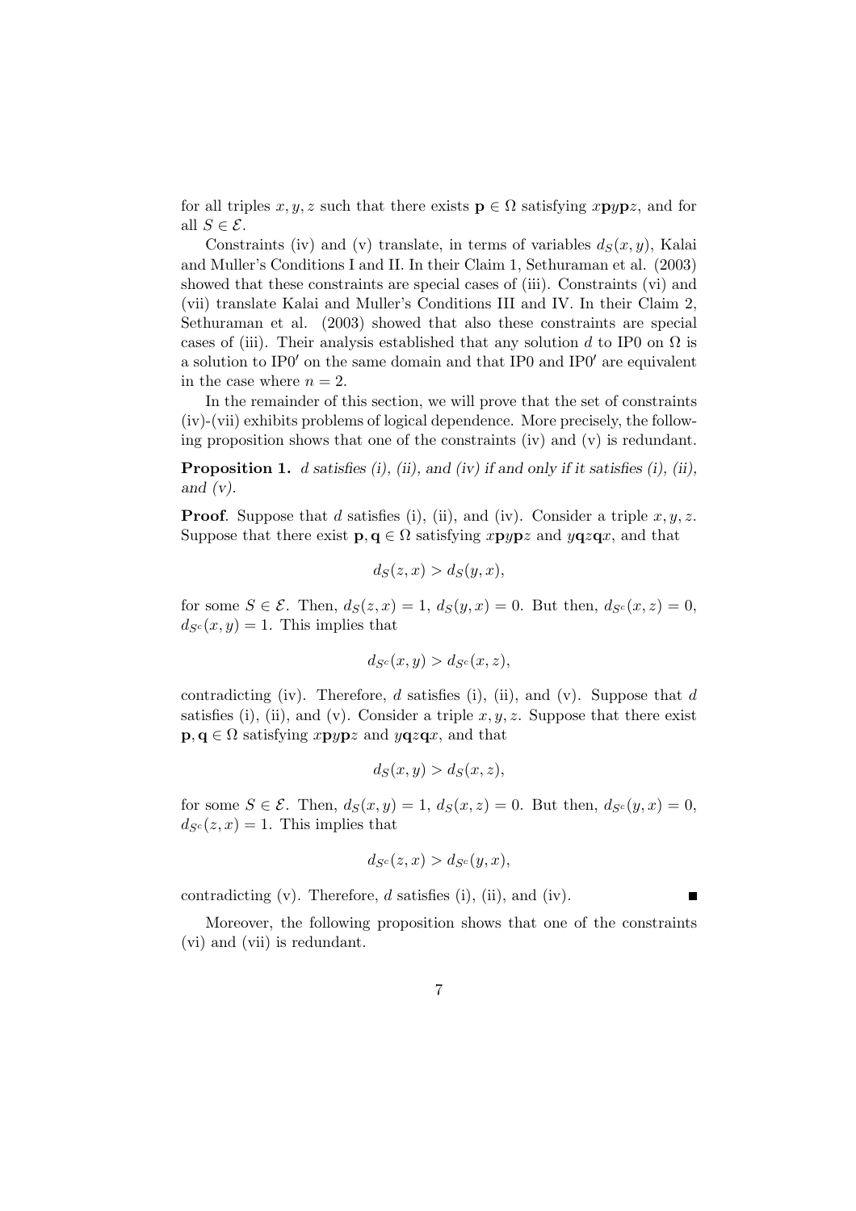for all triples $x, y, z$ such that there exists $\mathbf{p} \in \Omega$ satisfying $x\mathbf{p}y\mathbf{p}z$, and for all $S \in \mathcal{E}$.

Constraints (iv) and (v) translate, in terms of variables $d_S(x, y)$, Kalai and Muller's Conditions I and II. In their Claim 1, Sethuraman et al. (2003) showed that these constraints are special cases of (iii). Constraints (vi) and (vii) translate Kalai and Muller's Conditions III and IV. In their Claim 2, Sethuraman et al. (2003) showed that also these constraints are special cases of (iii). Their analysis established that any solution $d$ to IP0 on $\Omega$ is a solution to IP0$'$ on the same domain and that IP0 and IP0$'$ are equivalent in the case where $n = 2$.

In the remainder of this section, we will prove that the set of constraints (iv)-(vii) exhibits problems of logical dependence. More precisely, the following proposition shows that one of the constraints (iv) and (v) is redundant.

**Proposition 1.** *$d$ satisfies (i), (ii), and (iv) if and only if it satisfies (i), (ii), and (v).*

**Proof**. Suppose that $d$ satisfies (i), (ii), and (iv). Consider a triple $x, y, z$. Suppose that there exist $\mathbf{p}, \mathbf{q} \in \Omega$ satisfying $x\mathbf{p}y\mathbf{p}z$ and $y\mathbf{q}z\mathbf{q}x$, and that

$$d_S(z, x) > d_S(y, x),$$

for some $S \in \mathcal{E}$. Then, $d_S(z, x) = 1$, $d_S(y, x) = 0$. But then, $d_{S^c}(x, z) = 0$, $d_{S^c}(x, y) = 1$. This implies that

$$d_{S^c}(x, y) > d_{S^c}(x, z),$$

contradicting (iv). Therefore, $d$ satisfies (i), (ii), and (v). Suppose that $d$ satisfies (i), (ii), and (v). Consider a triple $x, y, z$. Suppose that there exist $\mathbf{p}, \mathbf{q} \in \Omega$ satisfying $x\mathbf{p}y\mathbf{p}z$ and $y\mathbf{q}z\mathbf{q}x$, and that

$$d_S(x, y) > d_S(x, z),$$

for some $S \in \mathcal{E}$. Then, $d_S(x, y) = 1$, $d_S(x, z) = 0$. But then, $d_{S^c}(y, x) = 0$, $d_{S^c}(z, x) = 1$. This implies that

$$d_{S^c}(z, x) > d_{S^c}(y, x),$$

contradicting (v). Therefore, $d$ satisfies (i), (ii), and (iv). ■

Moreover, the following proposition shows that one of the constraints (vi) and (vii) is redundant.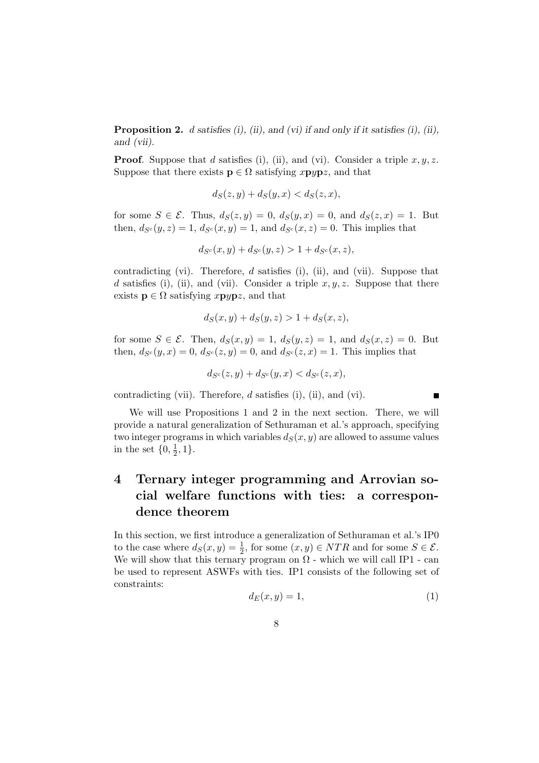**Proposition 2.** *$d$ satisfies (i), (ii), and (vi) if and only if it satisfies (i), (ii), and (vii).*

**Proof**. Suppose that $d$ satisfies (i), (ii), and (vi). Consider a triple $x, y, z$. Suppose that there exists $\mathbf{p} \in \Omega$ satisfying $x\mathbf{p}y\mathbf{p}z$, and that

$$d_S(z, y) + d_S(y, x) < d_S(z, x),$$

for some $S \in \mathcal{E}$. Thus, $d_S(z, y) = 0$, $d_S(y, x) = 0$, and $d_S(z, x) = 1$. But then, $d_{S^c}(y, z) = 1$, $d_{S^c}(x, y) = 1$, and $d_{S^c}(x, z) = 0$. This implies that

$$d_{S^c}(x, y) + d_{S^c}(y, z) > 1 + d_{S^c}(x, z),$$

contradicting (vi). Therefore, $d$ satisfies (i), (ii), and (vii). Suppose that $d$ satisfies (i), (ii), and (vii). Consider a triple $x, y, z$. Suppose that there exists $\mathbf{p} \in \Omega$ satisfying $x\mathbf{p}y\mathbf{p}z$, and that

$$d_S(x, y) + d_S(y, z) > 1 + d_S(x, z),$$

for some $S \in \mathcal{E}$. Then, $d_S(x, y) = 1$, $d_S(y, z) = 1$, and $d_S(x, z) = 0$. But then, $d_{S^c}(y, x) = 0$, $d_{S^c}(z, y) = 0$, and $d_{S^c}(z, x) = 1$. This implies that

$$d_{S^c}(z, y) + d_{S^c}(y, x) < d_{S^c}(z, x),$$

contradicting (vii). Therefore, $d$ satisfies (i), (ii), and (vi). ∎

We will use Propositions 1 and 2 in the next section. There, we will provide a natural generalization of Sethuraman et al.'s approach, specifying two integer programs in which variables $d_S(x, y)$ are allowed to assume values in the set $\{0, \frac{1}{2}, 1\}$.

# 4 Ternary integer programming and Arrovian social welfare functions with ties: a correspondence theorem

In this section, we first introduce a generalization of Sethuraman et al.'s IP0 to the case where $d_S(x, y) = \frac{1}{2}$, for some $(x, y) \in NTR$ and for some $S \in \mathcal{E}$. We will show that this ternary program on $\Omega$ - which we will call IP1 - can be used to represent ASWFs with ties. IP1 consists of the following set of constraints:

$$d_E(x, y) = 1, \tag{1}$$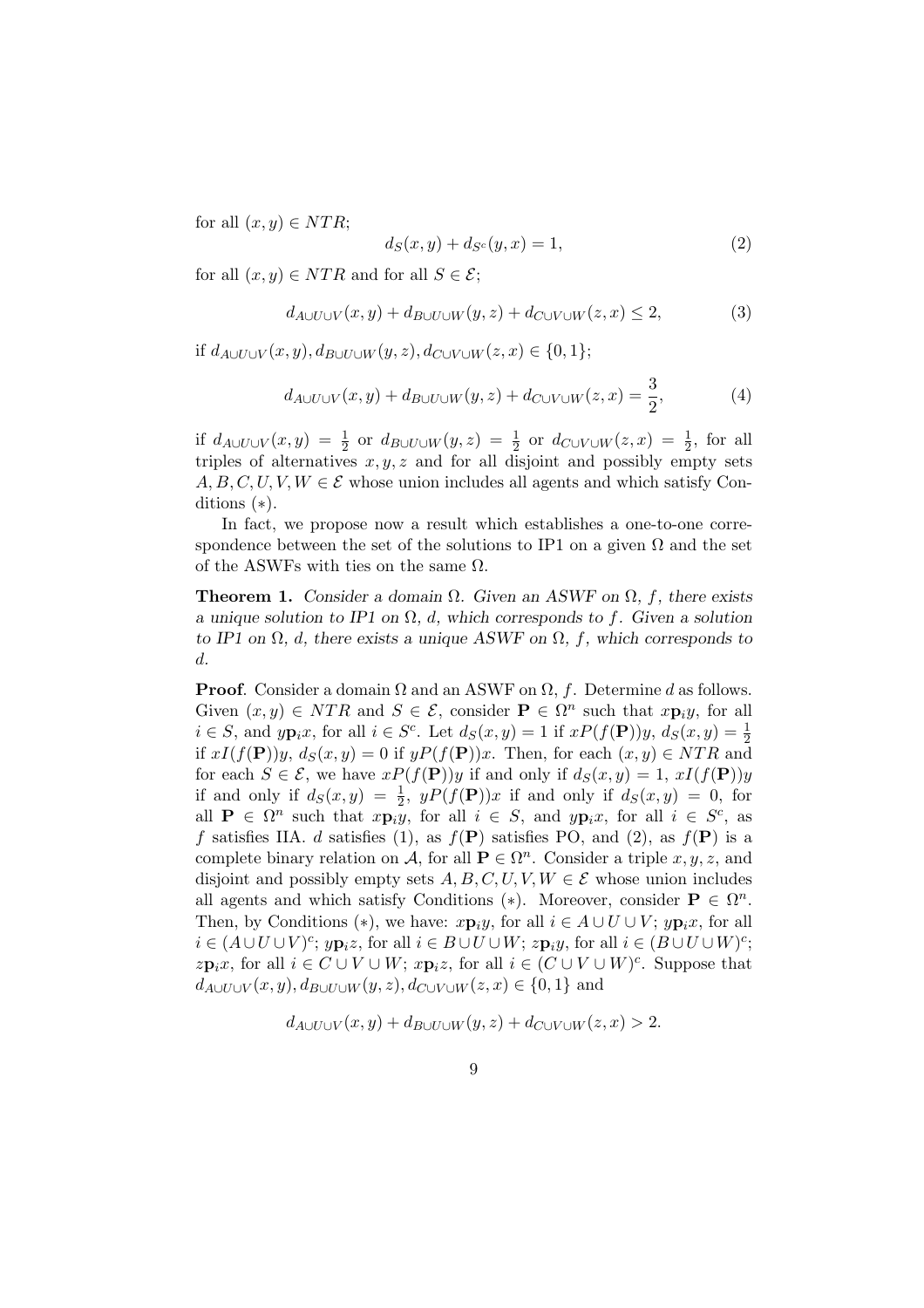for all $(x, y) \in NTR$;

$$d_S(x, y) + d_{S^c}(y, x) = 1, \tag{2}$$

for all $(x, y) \in NTR$ and for all $S \in \mathcal{E}$;

$$d_{A\cup U\cup V}(x, y) + d_{B\cup U\cup W}(y, z) + d_{C\cup V\cup W}(z, x) \leq 2, \tag{3}$$

if $d_{A\cup U\cup V}(x, y), d_{B\cup U\cup W}(y, z), d_{C\cup V\cup W}(z, x) \in \{0, 1\}$;

$$d_{A\cup U\cup V}(x, y) + d_{B\cup U\cup W}(y, z) + d_{C\cup V\cup W}(z, x) = \frac{3}{2}, \tag{4}$$

if $d_{A\cup U\cup V}(x, y) = \frac{1}{2}$ or $d_{B\cup U\cup W}(y, z) = \frac{1}{2}$ or $d_{C\cup V\cup W}(z, x) = \frac{1}{2}$, for all triples of alternatives $x, y, z$ and for all disjoint and possibly empty sets $A, B, C, U, V, W \in \mathcal{E}$ whose union includes all agents and which satisfy Conditions $(*)$.

In fact, we propose now a result which establishes a one-to-one correspondence between the set of the solutions to IP1 on a given $\Omega$ and the set of the ASWFs with ties on the same $\Omega$.

**Theorem 1.** *Consider a domain $\Omega$. Given an ASWF on $\Omega$, $f$, there exists a unique solution to IP1 on $\Omega$, $d$, which corresponds to $f$. Given a solution to IP1 on $\Omega$, $d$, there exists a unique ASWF on $\Omega$, $f$, which corresponds to $d$.*

**Proof**. Consider a domain $\Omega$ and an ASWF on $\Omega$, $f$. Determine $d$ as follows. Given $(x, y) \in NTR$ and $S \in \mathcal{E}$, consider $\mathbf{P} \in \Omega^n$ such that $x\mathbf{p}_i y$, for all $i \in S$, and $y\mathbf{p}_i x$, for all $i \in S^c$. Let $d_S(x, y) = 1$ if $xP(f(\mathbf{P}))y$, $d_S(x, y) = \frac{1}{2}$ if $xI(f(\mathbf{P}))y$, $d_S(x, y) = 0$ if $yP(f(\mathbf{P}))x$. Then, for each $(x, y) \in NTR$ and for each $S \in \mathcal{E}$, we have $xP(f(\mathbf{P}))y$ if and only if $d_S(x, y) = 1$, $xI(f(\mathbf{P}))y$ if and only if $d_S(x, y) = \frac{1}{2}$, $yP(f(\mathbf{P}))x$ if and only if $d_S(x, y) = 0$, for all $\mathbf{P} \in \Omega^n$ such that $x\mathbf{p}_i y$, for all $i \in S$, and $y\mathbf{p}_i x$, for all $i \in S^c$, as $f$ satisfies IIA. $d$ satisfies (1), as $f(\mathbf{P})$ satisfies PO, and (2), as $f(\mathbf{P})$ is a complete binary relation on $\mathcal{A}$, for all $\mathbf{P} \in \Omega^n$. Consider a triple $x, y, z$, and disjoint and possibly empty sets $A, B, C, U, V, W \in \mathcal{E}$ whose union includes all agents and which satisfy Conditions $(*)$. Moreover, consider $\mathbf{P} \in \Omega^n$. Then, by Conditions $(*)$, we have: $x\mathbf{p}_i y$, for all $i \in A \cup U \cup V$; $y\mathbf{p}_i x$, for all $i \in (A \cup U \cup V)^c$; $y\mathbf{p}_i z$, for all $i \in B \cup U \cup W$; $z\mathbf{p}_i y$, for all $i \in (B \cup U \cup W)^c$; $z\mathbf{p}_i x$, for all $i \in C \cup V \cup W$; $x\mathbf{p}_i z$, for all $i \in (C \cup V \cup W)^c$. Suppose that $d_{A\cup U\cup V}(x, y), d_{B\cup U\cup W}(y, z), d_{C\cup V\cup W}(z, x) \in \{0, 1\}$ and

$$d_{A\cup U\cup V}(x, y) + d_{B\cup U\cup W}(y, z) + d_{C\cup V\cup W}(z, x) > 2.$$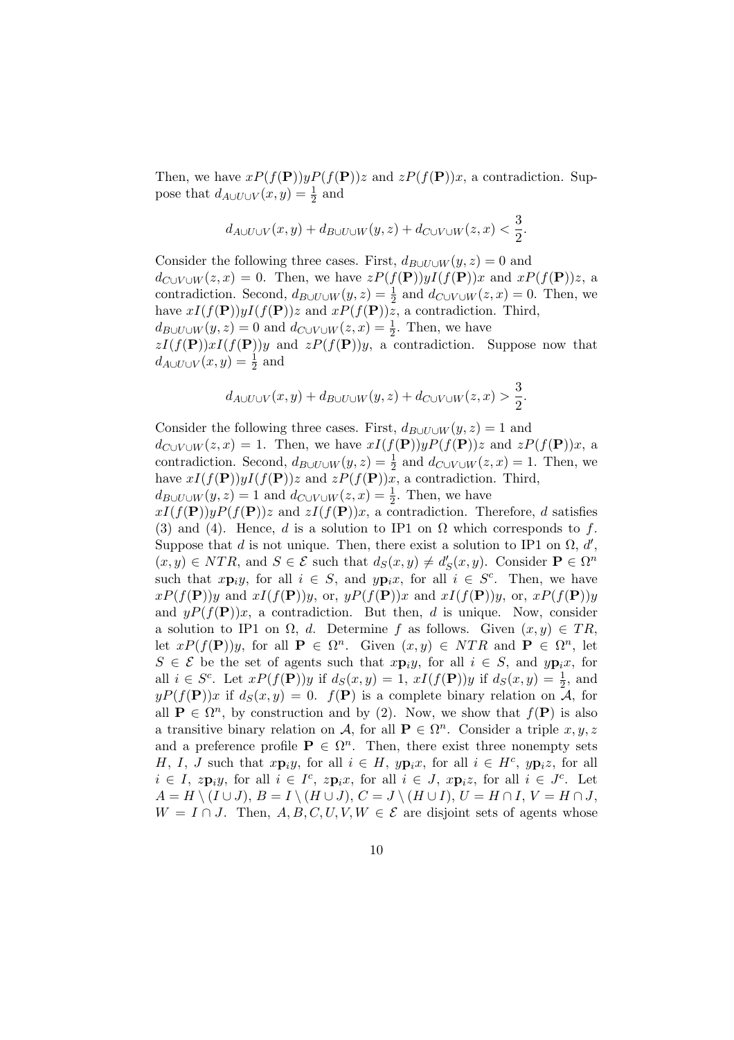Then, we have $xP(f(\mathbf{P}))yP(f(\mathbf{P}))z$ and $zP(f(\mathbf{P}))x$, a contradiction. Suppose that $d_{A\cup U\cup V}(x,y)=\frac{1}{2}$ and

$$d_{A\cup U\cup V}(x,y)+d_{B\cup U\cup W}(y,z)+d_{C\cup V\cup W}(z,x)<\frac{3}{2}.$$

Consider the following three cases. First, $d_{B\cup U\cup W}(y,z)=0$ and $d_{C\cup V\cup W}(z,x)=0$. Then, we have $zP(f(\mathbf{P}))yI(f(\mathbf{P}))x$ and $xP(f(\mathbf{P}))z$, a contradiction. Second, $d_{B\cup U\cup W}(y,z)=\frac{1}{2}$ and $d_{C\cup V\cup W}(z,x)=0$. Then, we have $xI(f(\mathbf{P}))yI(f(\mathbf{P}))z$ and $xP(f(\mathbf{P}))z$, a contradiction. Third, $d_{B\cup U\cup W}(y,z)=0$ and $d_{C\cup V\cup W}(z,x)=\frac{1}{2}$. Then, we have $zI(f(\mathbf{P}))xI(f(\mathbf{P}))y$ and $zP(f(\mathbf{P}))y$, a contradiction. Suppose now that $d_{A\cup U\cup V}(x,y)=\frac{1}{2}$ and

$$d_{A\cup U\cup V}(x,y)+d_{B\cup U\cup W}(y,z)+d_{C\cup V\cup W}(z,x)>\frac{3}{2}.$$

Consider the following three cases. First, $d_{B\cup U\cup W}(y,z)=1$ and $d_{C\cup V\cup W}(z,x)=1$. Then, we have $xI(f(\mathbf{P}))yP(f(\mathbf{P}))z$ and $zP(f(\mathbf{P}))x$, a contradiction. Second, $d_{B\cup U\cup W}(y,z)=\frac{1}{2}$ and $d_{C\cup V\cup W}(z,x)=1$. Then, we have $xI(f(\mathbf{P}))yI(f(\mathbf{P}))z$ and $zP(f(\mathbf{P}))x$, a contradiction. Third, $d_{B\cup U\cup W}(y,z)=1$ and $d_{C\cup V\cup W}(z,x)=\frac{1}{2}$. Then, we have $xI(f(\mathbf{P}))yP(f(\mathbf{P}))z$ and $zI(f(\mathbf{P}))x$, a contradiction. Therefore, $d$ satisfies (3) and (4). Hence, $d$ is a solution to IP1 on $\Omega$ which corresponds to $f$. Suppose that $d$ is not unique. Then, there exist a solution to IP1 on $\Omega$, $d'$, $(x,y)\in NTR$, and $S\in\mathcal{E}$ such that $d_S(x,y)\neq d'_S(x,y)$. Consider $\mathbf{P}\in\Omega^n$ such that $x\mathbf{p}_iy$, for all $i\in S$, and $y\mathbf{p}_ix$, for all $i\in S^c$. Then, we have $xP(f(\mathbf{P}))y$ and $xI(f(\mathbf{P}))y$, or, $yP(f(\mathbf{P}))x$ and $xI(f(\mathbf{P}))y$, or, $xP(f(\mathbf{P}))y$ and $yP(f(\mathbf{P}))x$, a contradiction. But then, $d$ is unique. Now, consider a solution to IP1 on $\Omega$, $d$. Determine $f$ as follows. Given $(x,y)\in TR$, let $xP(f(\mathbf{P}))y$, for all $\mathbf{P}\in\Omega^n$. Given $(x,y)\in NTR$ and $\mathbf{P}\in\Omega^n$, let $S\in\mathcal{E}$ be the set of agents such that $x\mathbf{p}_iy$, for all $i\in S$, and $y\mathbf{p}_ix$, for all $i\in S^c$. Let $xP(f(\mathbf{P}))y$ if $d_S(x,y)=1$, $xI(f(\mathbf{P}))y$ if $d_S(x,y)=\frac{1}{2}$, and $yP(f(\mathbf{P}))x$ if $d_S(x,y)=0$. $f(\mathbf{P})$ is a complete binary relation on $\mathcal{A}$, for all $\mathbf{P}\in\Omega^n$, by construction and by (2). Now, we show that $f(\mathbf{P})$ is also a transitive binary relation on $\mathcal{A}$, for all $\mathbf{P}\in\Omega^n$. Consider a triple $x,y,z$ and a preference profile $\mathbf{P}\in\Omega^n$. Then, there exist three nonempty sets $H$, $I$, $J$ such that $x\mathbf{p}_iy$, for all $i\in H$, $y\mathbf{p}_ix$, for all $i\in H^c$, $y\mathbf{p}_iz$, for all $i\in I$, $z\mathbf{p}_iy$, for all $i\in I^c$, $z\mathbf{p}_ix$, for all $i\in J$, $x\mathbf{p}_iz$, for all $i\in J^c$. Let $A=H\setminus(I\cup J)$, $B=I\setminus(H\cup J)$, $C=J\setminus(H\cup I)$, $U=H\cap I$, $V=H\cap J$, $W=I\cap J$. Then, $A,B,C,U,V,W\in\mathcal{E}$ are disjoint sets of agents whose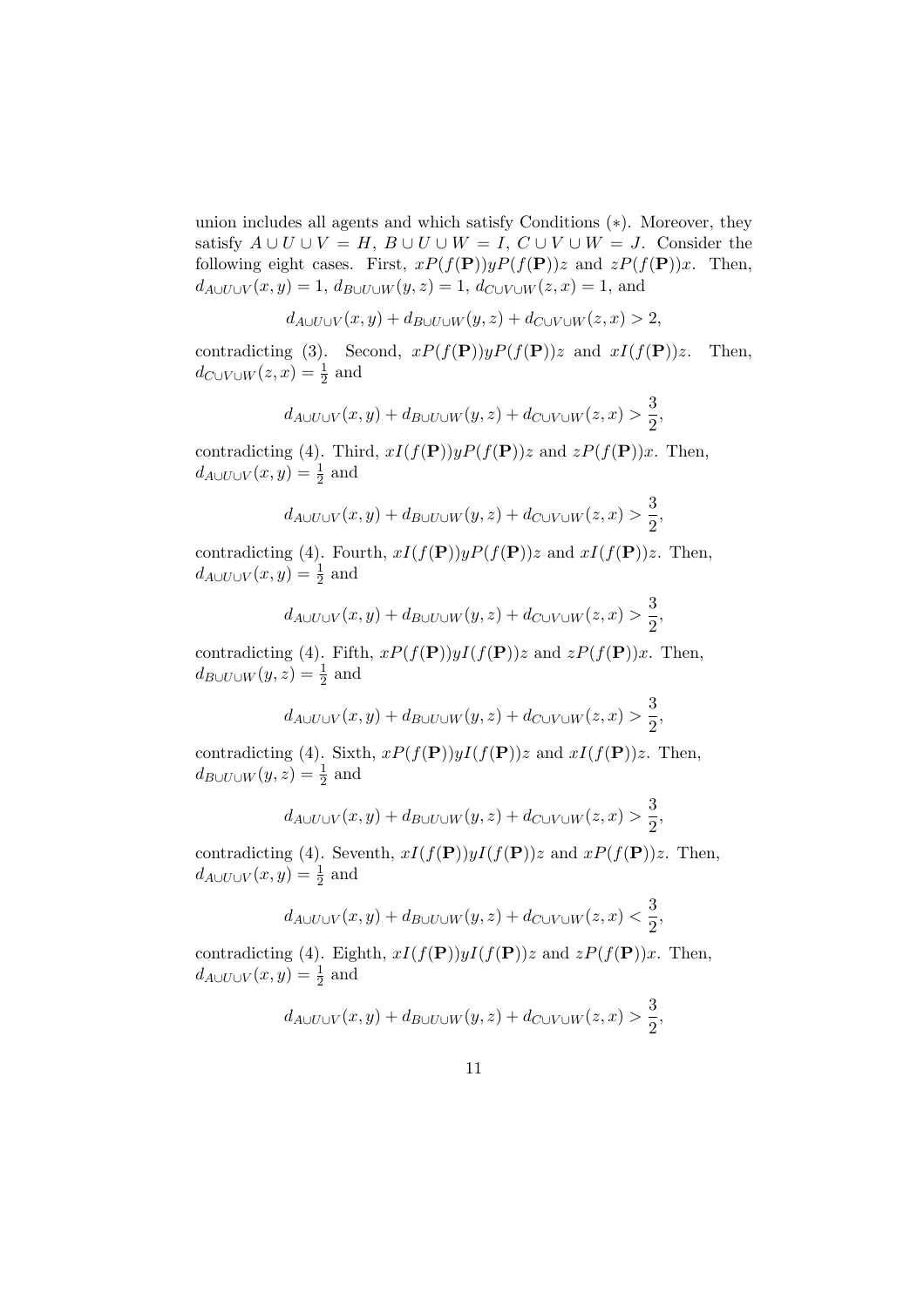union includes all agents and which satisfy Conditions ($*$). Moreover, they satisfy $A \cup U \cup V = H$, $B \cup U \cup W = I$, $C \cup V \cup W = J$. Consider the following eight cases. First, $xP(f(\mathbf{P}))yP(f(\mathbf{P}))z$ and $zP(f(\mathbf{P}))x$. Then, $d_{A\cup U\cup V}(x,y) = 1$, $d_{B\cup U\cup W}(y,z) = 1$, $d_{C\cup V\cup W}(z,x) = 1$, and

$$d_{A\cup U\cup V}(x,y) + d_{B\cup U\cup W}(y,z) + d_{C\cup V\cup W}(z,x) > 2,$$

contradicting (3). Second, $xP(f(\mathbf{P}))yP(f(\mathbf{P}))z$ and $xI(f(\mathbf{P}))z$. Then, $d_{C\cup V\cup W}(z,x) = \frac{1}{2}$ and

$$d_{A\cup U\cup V}(x,y) + d_{B\cup U\cup W}(y,z) + d_{C\cup V\cup W}(z,x) > \frac{3}{2},$$

contradicting (4). Third, $xI(f(\mathbf{P}))yP(f(\mathbf{P}))z$ and $zP(f(\mathbf{P}))x$. Then, $d_{A\cup U\cup V}(x,y) = \frac{1}{2}$ and

$$d_{A\cup U\cup V}(x,y) + d_{B\cup U\cup W}(y,z) + d_{C\cup V\cup W}(z,x) > \frac{3}{2},$$

contradicting (4). Fourth, $xI(f(\mathbf{P}))yP(f(\mathbf{P}))z$ and $xI(f(\mathbf{P}))z$. Then, $d_{A\cup U\cup V}(x,y) = \frac{1}{2}$ and

$$d_{A\cup U\cup V}(x,y) + d_{B\cup U\cup W}(y,z) + d_{C\cup V\cup W}(z,x) > \frac{3}{2},$$

contradicting (4). Fifth, $xP(f(\mathbf{P}))yI(f(\mathbf{P}))z$ and $zP(f(\mathbf{P}))x$. Then, $d_{B\cup U\cup W}(y,z) = \frac{1}{2}$ and

$$d_{A\cup U\cup V}(x,y) + d_{B\cup U\cup W}(y,z) + d_{C\cup V\cup W}(z,x) > \frac{3}{2},$$

contradicting (4). Sixth, $xP(f(\mathbf{P}))yI(f(\mathbf{P}))z$ and $xI(f(\mathbf{P}))z$. Then, $d_{B\cup U\cup W}(y,z) = \frac{1}{2}$ and

$$d_{A\cup U\cup V}(x,y) + d_{B\cup U\cup W}(y,z) + d_{C\cup V\cup W}(z,x) > \frac{3}{2},$$

contradicting (4). Seventh, $xI(f(\mathbf{P}))yI(f(\mathbf{P}))z$ and $xP(f(\mathbf{P}))z$. Then, $d_{A\cup U\cup V}(x,y) = \frac{1}{2}$ and

$$d_{A\cup U\cup V}(x,y) + d_{B\cup U\cup W}(y,z) + d_{C\cup V\cup W}(z,x) < \frac{3}{2},$$

contradicting (4). Eighth, $xI(f(\mathbf{P}))yI(f(\mathbf{P}))z$ and $zP(f(\mathbf{P}))x$. Then, $d_{A\cup U\cup V}(x,y) = \frac{1}{2}$ and

$$d_{A\cup U\cup V}(x,y) + d_{B\cup U\cup W}(y,z) + d_{C\cup V\cup W}(z,x) > \frac{3}{2},$$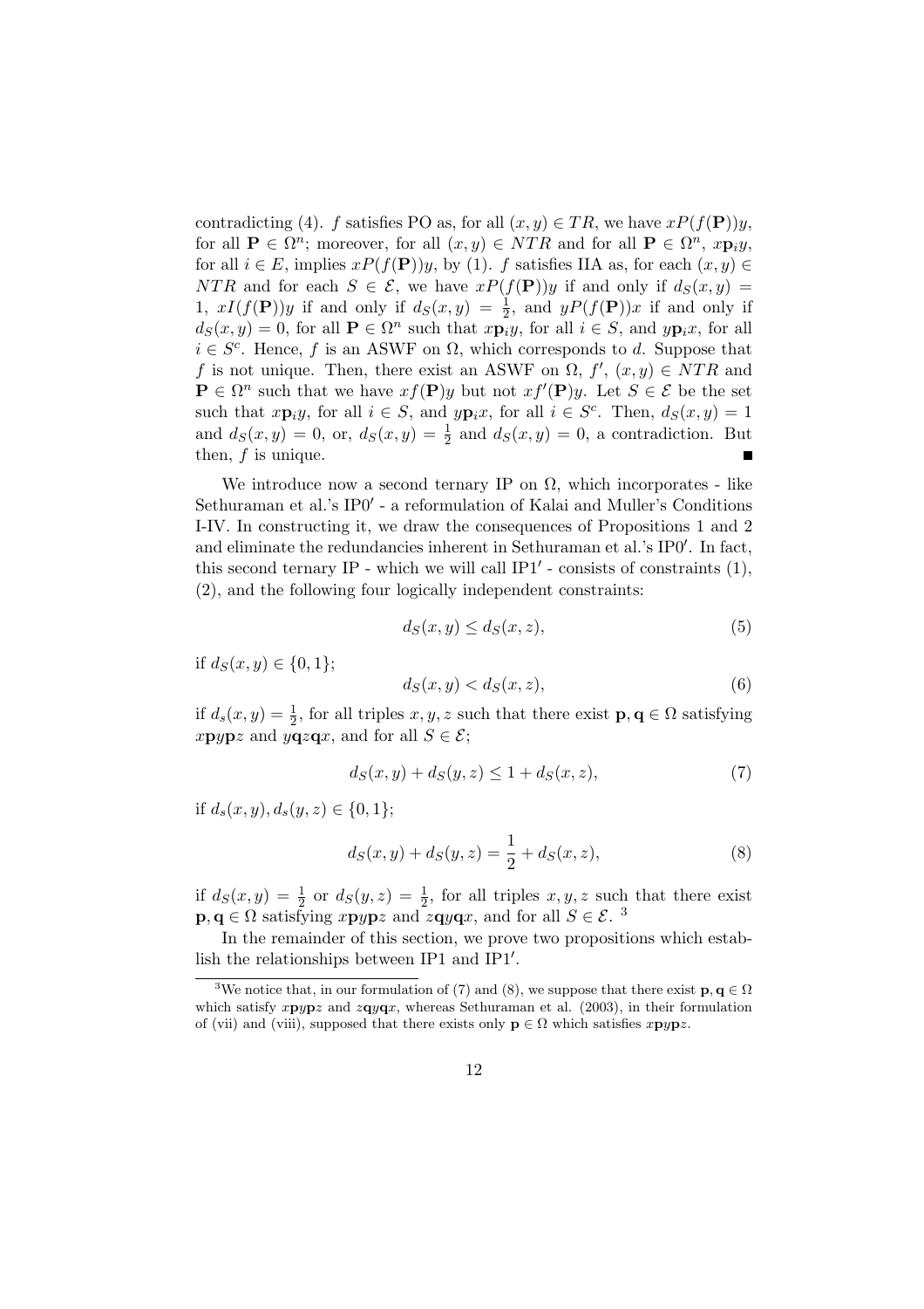contradicting (4). $f$ satisfies PO as, for all $(x, y) \in TR$, we have $xP(f(\mathbf{P}))y$, for all $\mathbf{P} \in \Omega^n$; moreover, for all $(x, y) \in NTR$ and for all $\mathbf{P} \in \Omega^n$, $x\mathbf{p}_i y$, for all $i \in E$, implies $xP(f(\mathbf{P}))y$, by (1). $f$ satisfies IIA as, for each $(x, y) \in NTR$ and for each $S \in \mathcal{E}$, we have $xP(f(\mathbf{P}))y$ if and only if $d_S(x, y) = 1$, $xI(f(\mathbf{P}))y$ if and only if $d_S(x, y) = \frac{1}{2}$, and $yP(f(\mathbf{P}))x$ if and only if $d_S(x, y) = 0$, for all $\mathbf{P} \in \Omega^n$ such that $x\mathbf{p}_i y$, for all $i \in S$, and $y\mathbf{p}_i x$, for all $i \in S^c$. Hence, $f$ is an ASWF on $\Omega$, which corresponds to $d$. Suppose that $f$ is not unique. Then, there exist an ASWF on $\Omega$, $f'$, $(x, y) \in NTR$ and $\mathbf{P} \in \Omega^n$ such that we have $xf(\mathbf{P})y$ but not $xf'(\mathbf{P})y$. Let $S \in \mathcal{E}$ be the set such that $x\mathbf{p}_i y$, for all $i \in S$, and $y\mathbf{p}_i x$, for all $i \in S^c$. Then, $d_S(x, y) = 1$ and $d_S(x, y) = 0$, or, $d_S(x, y) = \frac{1}{2}$ and $d_S(x, y) = 0$, a contradiction. But then, $f$ is unique. ■

We introduce now a second ternary IP on $\Omega$, which incorporates - like Sethuraman et al.'s IP0$'$ - a reformulation of Kalai and Muller's Conditions I-IV. In constructing it, we draw the consequences of Propositions 1 and 2 and eliminate the redundancies inherent in Sethuraman et al.'s IP0$'$. In fact, this second ternary IP - which we will call IP1$'$ - consists of constraints (1), (2), and the following four logically independent constraints:

$$d_S(x, y) \leq d_S(x, z), \tag{5}$$

if $d_S(x, y) \in \{0, 1\}$;

$$d_S(x, y) < d_S(x, z), \tag{6}$$

if $d_s(x, y) = \frac{1}{2}$, for all triples $x, y, z$ such that there exist $\mathbf{p}, \mathbf{q} \in \Omega$ satisfying $x\mathbf{p}y\mathbf{p}z$ and $y\mathbf{q}z\mathbf{q}x$, and for all $S \in \mathcal{E}$;

$$d_S(x, y) + d_S(y, z) \leq 1 + d_S(x, z), \tag{7}$$

if $d_s(x, y), d_S(y, z) \in \{0, 1\}$;

$$d_S(x, y) + d_S(y, z) = \frac{1}{2} + d_S(x, z), \tag{8}$$

if $d_S(x, y) = \frac{1}{2}$ or $d_S(y, z) = \frac{1}{2}$, for all triples $x, y, z$ such that there exist $\mathbf{p}, \mathbf{q} \in \Omega$ satisfying $x\mathbf{p}y\mathbf{p}z$ and $z\mathbf{q}y\mathbf{q}x$, and for all $S \in \mathcal{E}$. [3]

In the remainder of this section, we prove two propositions which establish the relationships between IP1 and IP1$'$.

[3]We notice that, in our formulation of (7) and (8), we suppose that there exist $\mathbf{p}, \mathbf{q} \in \Omega$ which satisfy $x\mathbf{p}y\mathbf{p}z$ and $z\mathbf{q}y\mathbf{q}x$, whereas Sethuraman et al. (2003), in their formulation of (vii) and (viii), supposed that there exists only $\mathbf{p} \in \Omega$ which satisfies $x\mathbf{p}y\mathbf{p}z$.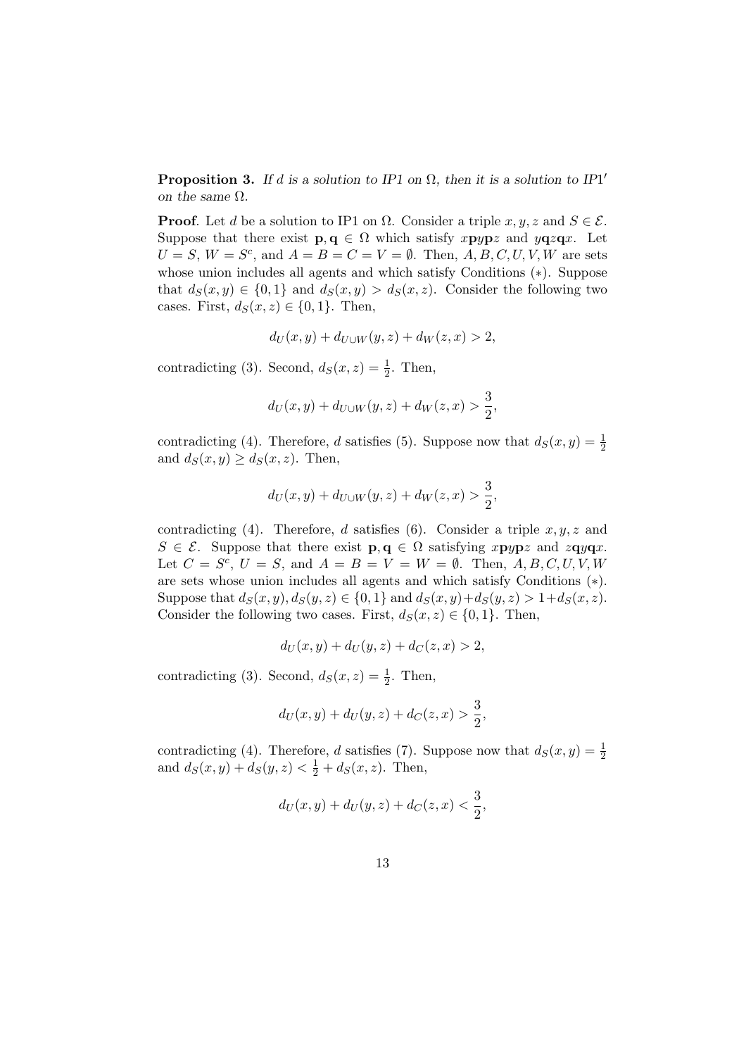**Proposition 3.** *If $d$ is a solution to IP1 on $\Omega$, then it is a solution to IP$1'$ on the same $\Omega$.*

**Proof**. Let $d$ be a solution to IP1 on $\Omega$. Consider a triple $x, y, z$ and $S \in \mathcal{E}$. Suppose that there exist $\mathbf{p}, \mathbf{q} \in \Omega$ which satisfy $x\mathbf{p}y\mathbf{p}z$ and $y\mathbf{q}z\mathbf{q}x$. Let $U = S$, $W = S^c$, and $A = B = C = V = \emptyset$. Then, $A, B, C, U, V, W$ are sets whose union includes all agents and which satisfy Conditions $(*)$. Suppose that $d_S(x, y) \in \{0, 1\}$ and $d_S(x, y) > d_S(x, z)$. Consider the following two cases. First, $d_S(x, z) \in \{0, 1\}$. Then,

$$d_U(x, y) + d_{U \cup W}(y, z) + d_W(z, x) > 2,$$

contradicting (3). Second, $d_S(x, z) = \frac{1}{2}$. Then,

$$d_U(x, y) + d_{U \cup W}(y, z) + d_W(z, x) > \frac{3}{2},$$

contradicting (4). Therefore, $d$ satisfies (5). Suppose now that $d_S(x, y) = \frac{1}{2}$ and $d_S(x, y) \geq d_S(x, z)$. Then,

$$d_U(x, y) + d_{U \cup W}(y, z) + d_W(z, x) > \frac{3}{2},$$

contradicting (4). Therefore, $d$ satisfies (6). Consider a triple $x, y, z$ and $S \in \mathcal{E}$. Suppose that there exist $\mathbf{p}, \mathbf{q} \in \Omega$ satisfying $x\mathbf{p}y\mathbf{p}z$ and $z\mathbf{q}y\mathbf{q}x$. Let $C = S^c$, $U = S$, and $A = B = V = W = \emptyset$. Then, $A, B, C, U, V, W$ are sets whose union includes all agents and which satisfy Conditions $(*)$. Suppose that $d_S(x, y), d_S(y, z) \in \{0, 1\}$ and $d_S(x, y) + d_S(y, z) > 1 + d_S(x, z)$. Consider the following two cases. First, $d_S(x, z) \in \{0, 1\}$. Then,

$$d_U(x, y) + d_U(y, z) + d_C(z, x) > 2,$$

contradicting (3). Second, $d_S(x, z) = \frac{1}{2}$. Then,

$$d_U(x, y) + d_U(y, z) + d_C(z, x) > \frac{3}{2},$$

contradicting (4). Therefore, $d$ satisfies (7). Suppose now that $d_S(x, y) = \frac{1}{2}$ and $d_S(x, y) + d_S(y, z) < \frac{1}{2} + d_S(x, z)$. Then,

$$d_U(x, y) + d_U(y, z) + d_C(z, x) < \frac{3}{2},$$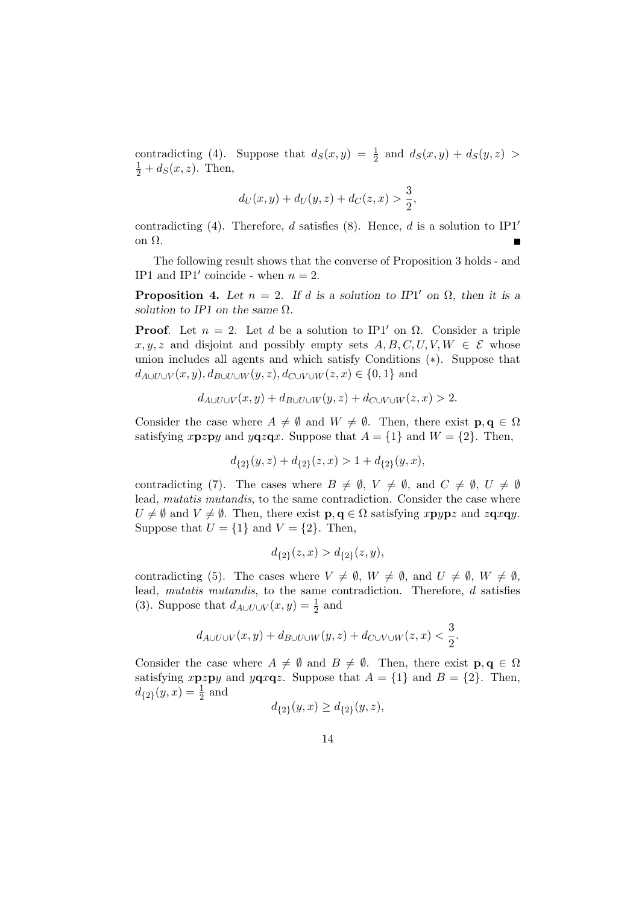contradicting (4). Suppose that $d_S(x,y) = \frac{1}{2}$ and $d_S(x,y) + d_S(y,z) > \frac{1}{2} + d_S(x,z)$. Then,

$$d_U(x,y) + d_U(y,z) + d_C(z,x) > \frac{3}{2},$$

contradicting (4). Therefore, $d$ satisfies (8). Hence, $d$ is a solution to IP1$'$ on $\Omega$. ■

The following result shows that the converse of Proposition 3 holds - and IP1 and IP1$'$ coincide - when $n = 2$.

**Proposition 4.** *Let $n = 2$. If $d$ is a solution to IP1$'$ on $\Omega$, then it is a solution to IP1 on the same $\Omega$.*

**Proof**. Let $n = 2$. Let $d$ be a solution to IP1$'$ on $\Omega$. Consider a triple $x, y, z$ and disjoint and possibly empty sets $A, B, C, U, V, W \in \mathcal{E}$ whose union includes all agents and which satisfy Conditions $(*)$. Suppose that $d_{A\cup U\cup V}(x,y), d_{B\cup U\cup W}(y,z), d_{C\cup V\cup W}(z,x) \in \{0,1\}$ and

$$d_{A\cup U\cup V}(x,y) + d_{B\cup U\cup W}(y,z) + d_{C\cup V\cup W}(z,x) > 2.$$

Consider the case where $A \neq \emptyset$ and $W \neq \emptyset$. Then, there exist $\mathbf{p}, \mathbf{q} \in \Omega$ satisfying $x\mathbf{p}z\mathbf{p}y$ and $y\mathbf{q}z\mathbf{q}x$. Suppose that $A = \{1\}$ and $W = \{2\}$. Then,

$$d_{\{2\}}(y,z) + d_{\{2\}}(z,x) > 1 + d_{\{2\}}(y,x),$$

contradicting (7). The cases where $B \neq \emptyset$, $V \neq \emptyset$, and $C \neq \emptyset$, $U \neq \emptyset$ lead, *mutatis mutandis*, to the same contradiction. Consider the case where $U \neq \emptyset$ and $V \neq \emptyset$. Then, there exist $\mathbf{p}, \mathbf{q} \in \Omega$ satisfying $x\mathbf{p}y\mathbf{p}z$ and $z\mathbf{q}x\mathbf{q}y$. Suppose that $U = \{1\}$ and $V = \{2\}$. Then,

$$d_{\{2\}}(z,x) > d_{\{2\}}(z,y),$$

contradicting (5). The cases where $V \neq \emptyset$, $W \neq \emptyset$, and $U \neq \emptyset$, $W \neq \emptyset$, lead, *mutatis mutandis*, to the same contradiction. Therefore, $d$ satisfies (3). Suppose that $d_{A\cup U\cup V}(x,y) = \frac{1}{2}$ and

$$d_{A\cup U\cup V}(x,y) + d_{B\cup U\cup W}(y,z) + d_{C\cup V\cup W}(z,x) < \frac{3}{2}.$$

Consider the case where $A \neq \emptyset$ and $B \neq \emptyset$. Then, there exist $\mathbf{p}, \mathbf{q} \in \Omega$ satisfying $x\mathbf{p}z\mathbf{p}y$ and $y\mathbf{q}x\mathbf{q}z$. Suppose that $A = \{1\}$ and $B = \{2\}$. Then, $d_{\{2\}}(y,x) = \frac{1}{2}$ and

$$d_{\{2\}}(y,x) \geq d_{\{2\}}(y,z),$$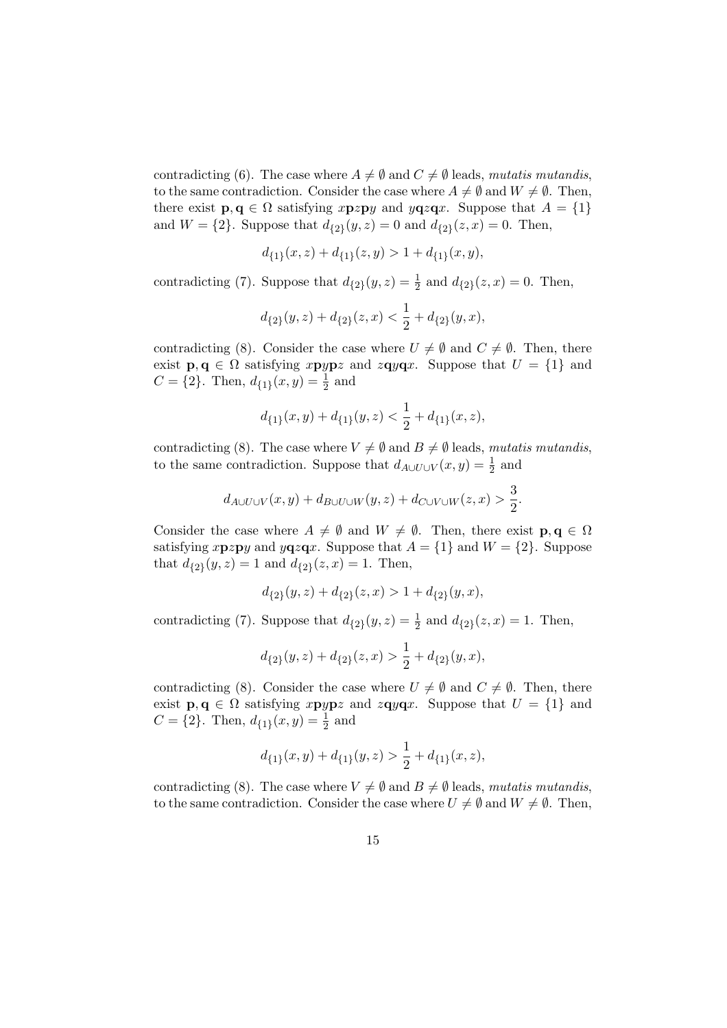contradicting (6). The case where $A \neq \emptyset$ and $C \neq \emptyset$ leads, *mutatis mutandis*, to the same contradiction. Consider the case where $A \neq \emptyset$ and $W \neq \emptyset$. Then, there exist $\mathbf{p}, \mathbf{q} \in \Omega$ satisfying $x\mathbf{p}z\mathbf{p}y$ and $y\mathbf{q}z\mathbf{q}x$. Suppose that $A = \{1\}$ and $W = \{2\}$. Suppose that $d_{\{2\}}(y, z) = 0$ and $d_{\{2\}}(z, x) = 0$. Then,

$$d_{\{1\}}(x, z) + d_{\{1\}}(z, y) > 1 + d_{\{1\}}(x, y),$$

contradicting (7). Suppose that $d_{\{2\}}(y, z) = \frac{1}{2}$ and $d_{\{2\}}(z, x) = 0$. Then,

$$d_{\{2\}}(y, z) + d_{\{2\}}(z, x) < \frac{1}{2} + d_{\{2\}}(y, x),$$

contradicting (8). Consider the case where $U \neq \emptyset$ and $C \neq \emptyset$. Then, there exist $\mathbf{p}, \mathbf{q} \in \Omega$ satisfying $x\mathbf{p}y\mathbf{p}z$ and $z\mathbf{q}y\mathbf{q}x$. Suppose that $U = \{1\}$ and $C = \{2\}$. Then, $d_{\{1\}}(x, y) = \frac{1}{2}$ and

$$d_{\{1\}}(x, y) + d_{\{1\}}(y, z) < \frac{1}{2} + d_{\{1\}}(x, z),$$

contradicting (8). The case where $V \neq \emptyset$ and $B \neq \emptyset$ leads, *mutatis mutandis*, to the same contradiction. Suppose that $d_{A \cup U \cup V}(x, y) = \frac{1}{2}$ and

$$d_{A \cup U \cup V}(x, y) + d_{B \cup U \cup W}(y, z) + d_{C \cup V \cup W}(z, x) > \frac{3}{2}.$$

Consider the case where $A \neq \emptyset$ and $W \neq \emptyset$. Then, there exist $\mathbf{p}, \mathbf{q} \in \Omega$ satisfying $x\mathbf{p}z\mathbf{p}y$ and $y\mathbf{q}z\mathbf{q}x$. Suppose that $A = \{1\}$ and $W = \{2\}$. Suppose that $d_{\{2\}}(y, z) = 1$ and $d_{\{2\}}(z, x) = 1$. Then,

$$d_{\{2\}}(y, z) + d_{\{2\}}(z, x) > 1 + d_{\{2\}}(y, x),$$

contradicting (7). Suppose that $d_{\{2\}}(y, z) = \frac{1}{2}$ and $d_{\{2\}}(z, x) = 1$. Then,

$$d_{\{2\}}(y, z) + d_{\{2\}}(z, x) > \frac{1}{2} + d_{\{2\}}(y, x),$$

contradicting (8). Consider the case where $U \neq \emptyset$ and $C \neq \emptyset$. Then, there exist $\mathbf{p}, \mathbf{q} \in \Omega$ satisfying $x\mathbf{p}y\mathbf{p}z$ and $z\mathbf{q}y\mathbf{q}x$. Suppose that $U = \{1\}$ and $C = \{2\}$. Then, $d_{\{1\}}(x, y) = \frac{1}{2}$ and

$$d_{\{1\}}(x, y) + d_{\{1\}}(y, z) > \frac{1}{2} + d_{\{1\}}(x, z),$$

contradicting (8). The case where $V \neq \emptyset$ and $B \neq \emptyset$ leads, *mutatis mutandis*, to the same contradiction. Consider the case where $U \neq \emptyset$ and $W \neq \emptyset$. Then,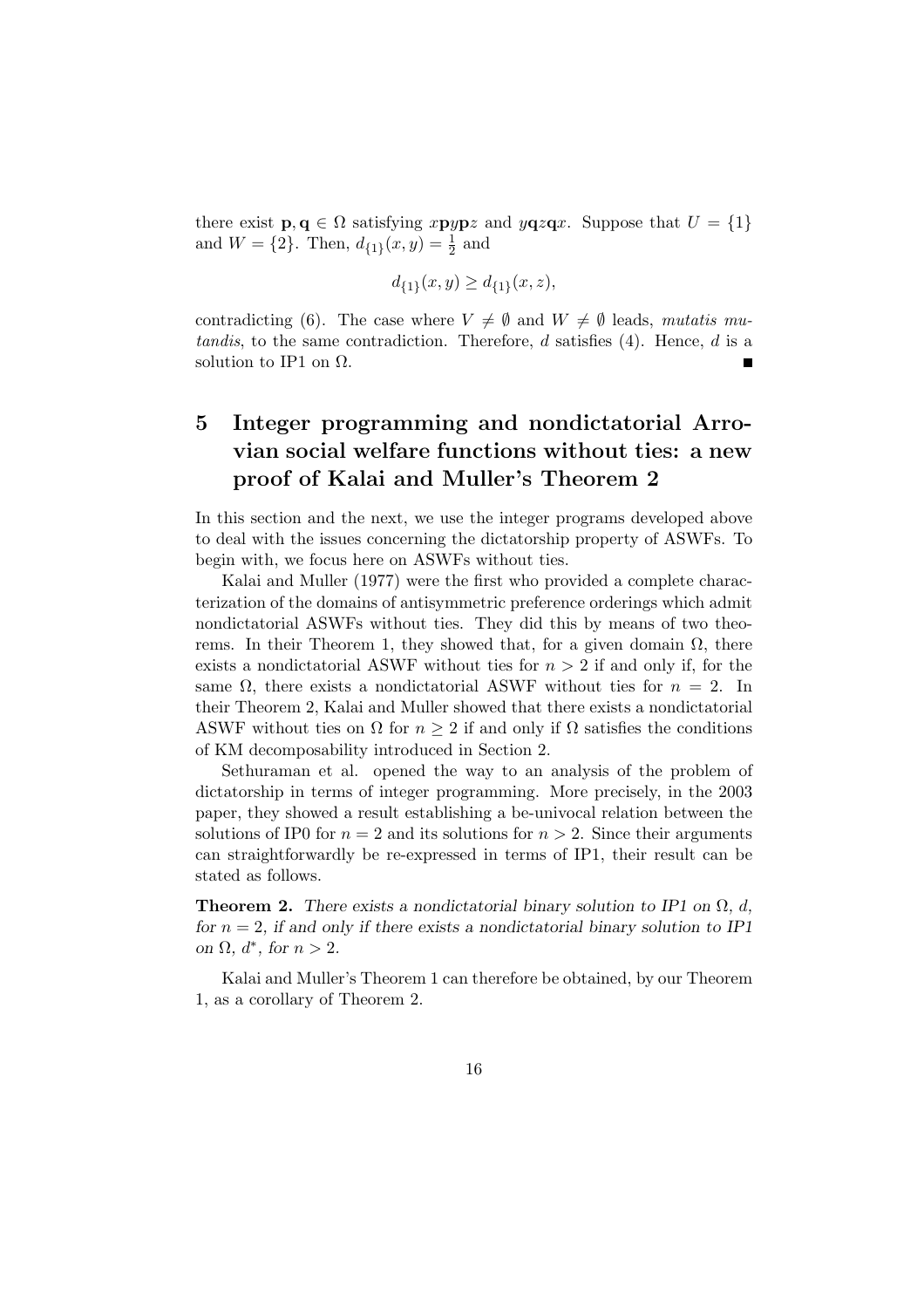there exist $\mathbf{p}, \mathbf{q} \in \Omega$ satisfying $x\mathbf{p}y\mathbf{p}z$ and $y\mathbf{q}z\mathbf{q}x$. Suppose that $U = \{1\}$ and $W = \{2\}$. Then, $d_{\{1\}}(x, y) = \frac{1}{2}$ and

$$d_{\{1\}}(x, y) \geq d_{\{1\}}(x, z),$$

contradicting (6). The case where $V \neq \emptyset$ and $W \neq \emptyset$ leads, *mutatis mutandis*, to the same contradiction. Therefore, $d$ satisfies (4). Hence, $d$ is a solution to IP1 on $\Omega$. ∎

# 5 Integer programming and nondictatorial Arrovian social welfare functions without ties: a new proof of Kalai and Muller's Theorem 2

In this section and the next, we use the integer programs developed above to deal with the issues concerning the dictatorship property of ASWFs. To begin with, we focus here on ASWFs without ties.

Kalai and Muller (1977) were the first who provided a complete characterization of the domains of antisymmetric preference orderings which admit nondictatorial ASWFs without ties. They did this by means of two theorems. In their Theorem 1, they showed that, for a given domain $\Omega$, there exists a nondictatorial ASWF without ties for $n > 2$ if and only if, for the same $\Omega$, there exists a nondictatorial ASWF without ties for $n = 2$. In their Theorem 2, Kalai and Muller showed that there exists a nondictatorial ASWF without ties on $\Omega$ for $n \geq 2$ if and only if $\Omega$ satisfies the conditions of KM decomposability introduced in Section 2.

Sethuraman et al. opened the way to an analysis of the problem of dictatorship in terms of integer programming. More precisely, in the 2003 paper, they showed a result establishing a be-univocal relation between the solutions of IP0 for $n = 2$ and its solutions for $n > 2$. Since their arguments can straightforwardly be re-expressed in terms of IP1, their result can be stated as follows.

**Theorem 2.** *There exists a nondictatorial binary solution to IP1 on $\Omega$, $d$, for $n = 2$, if and only if there exists a nondictatorial binary solution to IP1 on $\Omega$, $d^*$, for $n > 2$.*

Kalai and Muller's Theorem 1 can therefore be obtained, by our Theorem 1, as a corollary of Theorem 2.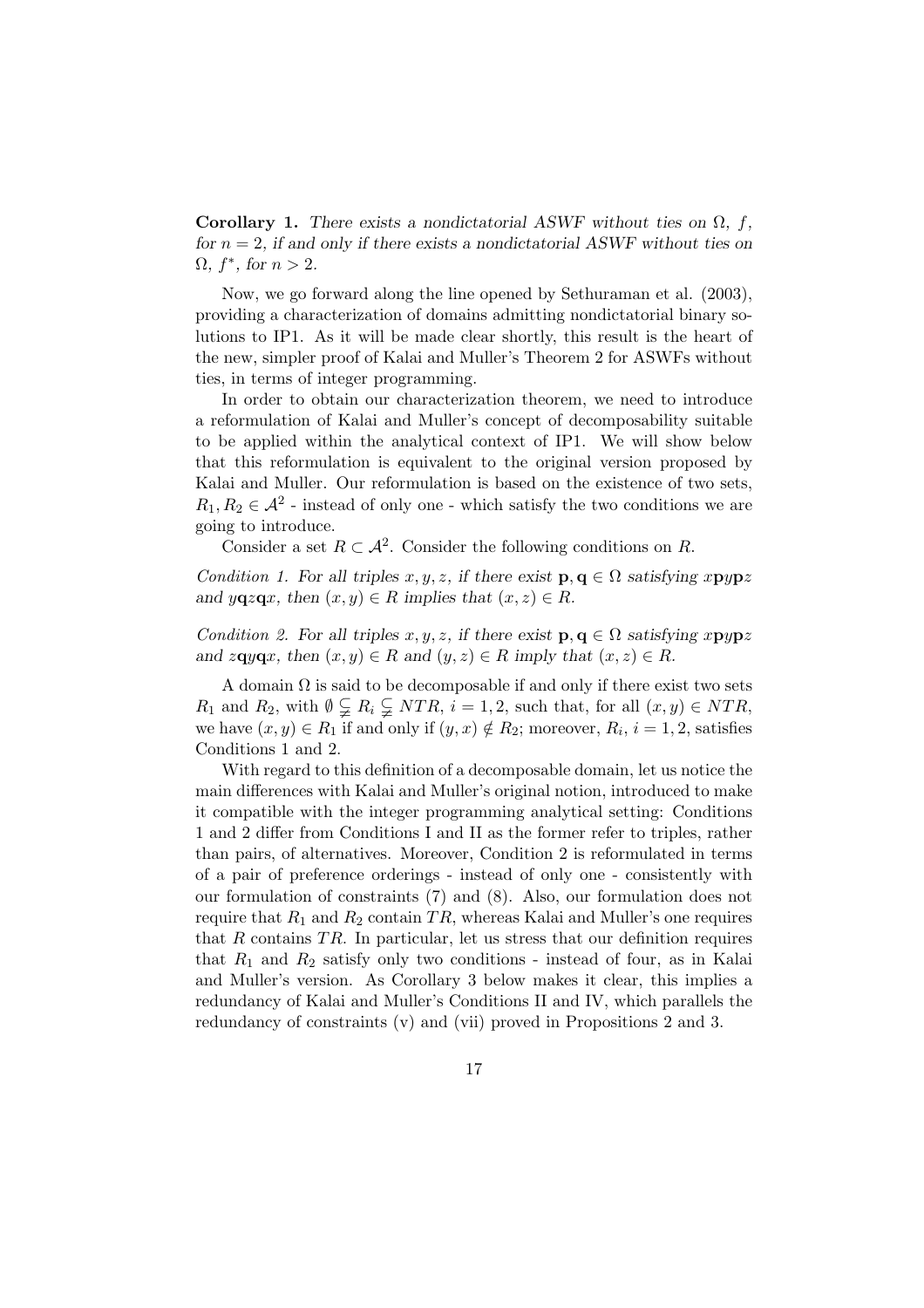**Corollary 1.** *There exists a nondictatorial ASWF without ties on $\Omega$, $f$, for $n = 2$, if and only if there exists a nondictatorial ASWF without ties on $\Omega$, $f^*$, for $n > 2$.*

Now, we go forward along the line opened by Sethuraman et al. (2003), providing a characterization of domains admitting nondictatorial binary solutions to IP1. As it will be made clear shortly, this result is the heart of the new, simpler proof of Kalai and Muller's Theorem 2 for ASWFs without ties, in terms of integer programming.

In order to obtain our characterization theorem, we need to introduce a reformulation of Kalai and Muller's concept of decomposability suitable to be applied within the analytical context of IP1. We will show below that this reformulation is equivalent to the original version proposed by Kalai and Muller. Our reformulation is based on the existence of two sets, $R_1, R_2 \in \mathcal{A}^2$ - instead of only one - which satisfy the two conditions we are going to introduce.

Consider a set $R \subset \mathcal{A}^2$. Consider the following conditions on $R$.

*Condition 1. For all triples $x, y, z$, if there exist $\mathbf{p}, \mathbf{q} \in \Omega$ satisfying $x\mathbf{p}y\mathbf{p}z$ and $y\mathbf{q}z\mathbf{q}x$, then $(x, y) \in R$ implies that $(x, z) \in R$.*

*Condition 2. For all triples $x, y, z$, if there exist $\mathbf{p}, \mathbf{q} \in \Omega$ satisfying $x\mathbf{p}y\mathbf{p}z$ and $z\mathbf{q}y\mathbf{q}x$, then $(x, y) \in R$ and $(y, z) \in R$ imply that $(x, z) \in R$.*

A domain $\Omega$ is said to be decomposable if and only if there exist two sets $R_1$ and $R_2$, with $\emptyset \subsetneq R_i \subsetneq NTR$, $i = 1, 2$, such that, for all $(x, y) \in NTR$, we have $(x, y) \in R_1$ if and only if $(y, x) \notin R_2$; moreover, $R_i$, $i = 1, 2$, satisfies Conditions 1 and 2.

With regard to this definition of a decomposable domain, let us notice the main differences with Kalai and Muller's original notion, introduced to make it compatible with the integer programming analytical setting: Conditions 1 and 2 differ from Conditions I and II as the former refer to triples, rather than pairs, of alternatives. Moreover, Condition 2 is reformulated in terms of a pair of preference orderings - instead of only one - consistently with our formulation of constraints (7) and (8). Also, our formulation does not require that $R_1$ and $R_2$ contain $TR$, whereas Kalai and Muller's one requires that $R$ contains $TR$. In particular, let us stress that our definition requires that $R_1$ and $R_2$ satisfy only two conditions - instead of four, as in Kalai and Muller's version. As Corollary 3 below makes it clear, this implies a redundancy of Kalai and Muller's Conditions II and IV, which parallels the redundancy of constraints (v) and (vii) proved in Propositions 2 and 3.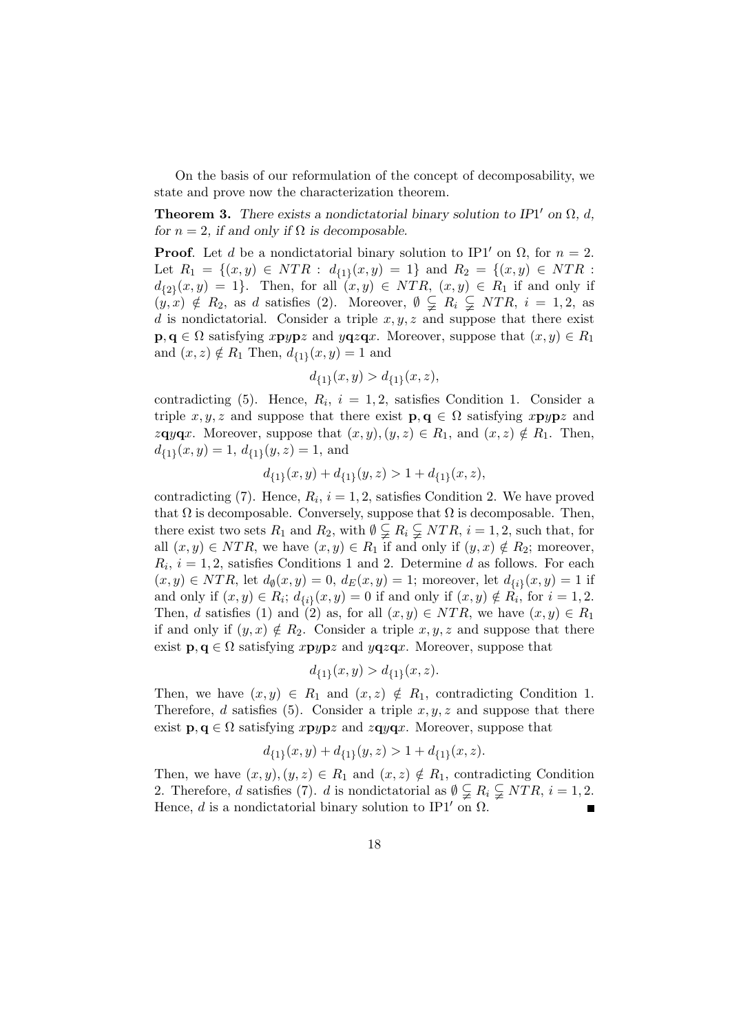On the basis of our reformulation of the concept of decomposability, we state and prove now the characterization theorem.

**Theorem 3.** *There exists a nondictatorial binary solution to IP1′ on $\Omega$, $d$, for $n = 2$, if and only if $\Omega$ is decomposable.*

**Proof**. Let $d$ be a nondictatorial binary solution to IP1′ on $\Omega$, for $n = 2$. Let $R_1 = \{(x, y) \in NTR : d_{\{1\}}(x, y) = 1\}$ and $R_2 = \{(x, y) \in NTR : d_{\{2\}}(x, y) = 1\}$. Then, for all $(x, y) \in NTR$, $(x, y) \in R_1$ if and only if $(y, x) \notin R_2$, as $d$ satisfies (2). Moreover, $\emptyset \subsetneqq R_i \subsetneqq NTR$, $i = 1, 2$, as $d$ is nondictatorial. Consider a triple $x, y, z$ and suppose that there exist $\mathbf{p}, \mathbf{q} \in \Omega$ satisfying $x\mathbf{p}y\mathbf{p}z$ and $y\mathbf{q}z\mathbf{q}x$. Moreover, suppose that $(x, y) \in R_1$ and $(x, z) \notin R_1$ Then, $d_{\{1\}}(x, y) = 1$ and

$$d_{\{1\}}(x, y) > d_{\{1\}}(x, z),$$

contradicting (5). Hence, $R_i$, $i = 1, 2$, satisfies Condition 1. Consider a triple $x, y, z$ and suppose that there exist $\mathbf{p}, \mathbf{q} \in \Omega$ satisfying $x\mathbf{p}y\mathbf{p}z$ and $z\mathbf{q}y\mathbf{q}x$. Moreover, suppose that $(x, y), (y, z) \in R_1$, and $(x, z) \notin R_1$. Then, $d_{\{1\}}(x, y) = 1$, $d_{\{1\}}(y, z) = 1$, and

$$d_{\{1\}}(x, y) + d_{\{1\}}(y, z) > 1 + d_{\{1\}}(x, z),$$

contradicting (7). Hence, $R_i$, $i = 1, 2$, satisfies Condition 2. We have proved that $\Omega$ is decomposable. Conversely, suppose that $\Omega$ is decomposable. Then, there exist two sets $R_1$ and $R_2$, with $\emptyset \subsetneqq R_i \subsetneqq NTR$, $i = 1, 2$, such that, for all $(x, y) \in NTR$, we have $(x, y) \in R_1$ if and only if $(y, x) \notin R_2$; moreover, $R_i$, $i = 1, 2$, satisfies Conditions 1 and 2. Determine $d$ as follows. For each $(x, y) \in NTR$, let $d_{\emptyset}(x, y) = 0$, $d_E(x, y) = 1$; moreover, let $d_{\{i\}}(x, y) = 1$ if and only if $(x, y) \in R_i$; $d_{\{i\}}(x, y) = 0$ if and only if $(x, y) \notin R_i$, for $i = 1, 2$. Then, $d$ satisfies (1) and (2) as, for all $(x, y) \in NTR$, we have $(x, y) \in R_1$ if and only if $(y, x) \notin R_2$. Consider a triple $x, y, z$ and suppose that there exist $\mathbf{p}, \mathbf{q} \in \Omega$ satisfying $x\mathbf{p}y\mathbf{p}z$ and $y\mathbf{q}z\mathbf{q}x$. Moreover, suppose that

$$d_{\{1\}}(x, y) > d_{\{1\}}(x, z).$$

Then, we have $(x, y) \in R_1$ and $(x, z) \notin R_1$, contradicting Condition 1. Therefore, $d$ satisfies (5). Consider a triple $x, y, z$ and suppose that there exist $\mathbf{p}, \mathbf{q} \in \Omega$ satisfying $x\mathbf{p}y\mathbf{p}z$ and $z\mathbf{q}y\mathbf{q}x$. Moreover, suppose that

$$d_{\{1\}}(x, y) + d_{\{1\}}(y, z) > 1 + d_{\{1\}}(x, z).$$

Then, we have $(x, y), (y, z) \in R_1$ and $(x, z) \notin R_1$, contradicting Condition 2. Therefore, $d$ satisfies (7). $d$ is nondictatorial as $\emptyset \subsetneqq R_i \subsetneqq NTR$, $i = 1, 2$. Hence, $d$ is a nondictatorial binary solution to IP1′ on $\Omega$. ∎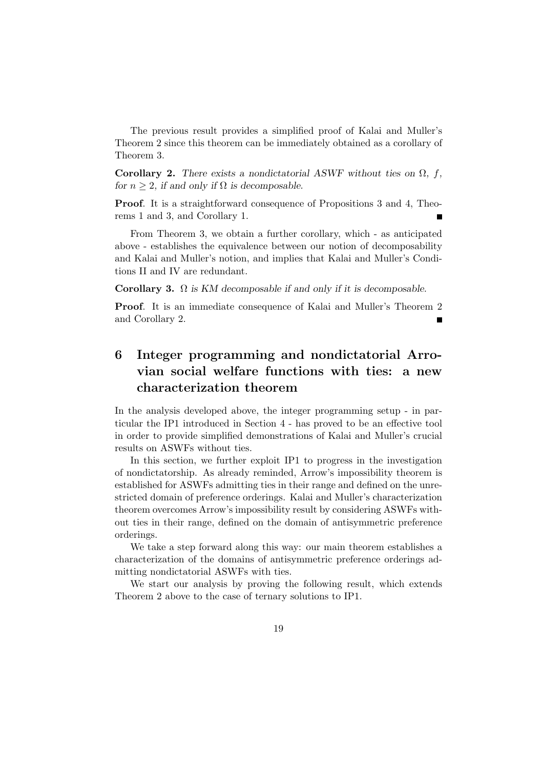The previous result provides a simplified proof of Kalai and Muller's Theorem 2 since this theorem can be immediately obtained as a corollary of Theorem 3.

**Corollary 2.** *There exists a nondictatorial ASWF without ties on $\Omega$, $f$, for $n \geq 2$, if and only if $\Omega$ is decomposable.*

**Proof**. It is a straightforward consequence of Propositions 3 and 4, Theorems 1 and 3, and Corollary 1. ∎

From Theorem 3, we obtain a further corollary, which - as anticipated above - establishes the equivalence between our notion of decomposability and Kalai and Muller's notion, and implies that Kalai and Muller's Conditions II and IV are redundant.

**Corollary 3.** *$\Omega$ is KM decomposable if and only if it is decomposable.*

**Proof**. It is an immediate consequence of Kalai and Muller's Theorem 2 and Corollary 2. ∎

# 6 Integer programming and nondictatorial Arrovian social welfare functions with ties: a new characterization theorem

In the analysis developed above, the integer programming setup - in particular the IP1 introduced in Section 4 - has proved to be an effective tool in order to provide simplified demonstrations of Kalai and Muller's crucial results on ASWFs without ties.

In this section, we further exploit IP1 to progress in the investigation of nondictatorship. As already reminded, Arrow's impossibility theorem is established for ASWFs admitting ties in their range and defined on the unrestricted domain of preference orderings. Kalai and Muller's characterization theorem overcomes Arrow's impossibility result by considering ASWFs without ties in their range, defined on the domain of antisymmetric preference orderings.

We take a step forward along this way: our main theorem establishes a characterization of the domains of antisymmetric preference orderings admitting nondictatorial ASWFs with ties.

We start our analysis by proving the following result, which extends Theorem 2 above to the case of ternary solutions to IP1.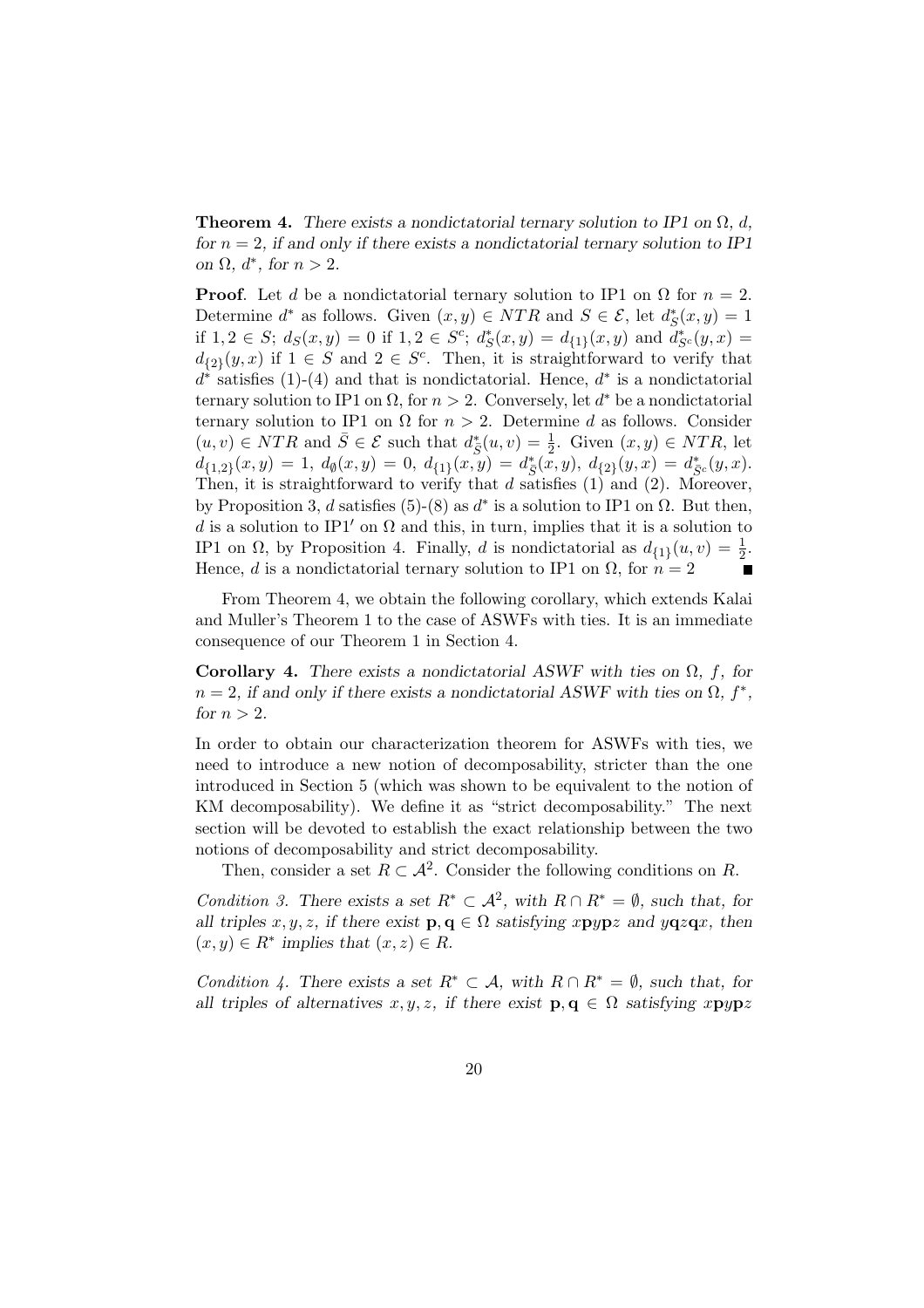**Theorem 4.** *There exists a nondictatorial ternary solution to IP1 on $\Omega$, $d$, for $n = 2$, if and only if there exists a nondictatorial ternary solution to IP1 on $\Omega$, $d^*$, for $n > 2$.*

**Proof**. Let $d$ be a nondictatorial ternary solution to IP1 on $\Omega$ for $n = 2$. Determine $d^*$ as follows. Given $(x, y) \in NTR$ and $S \in \mathcal{E}$, let $d^*_S(x, y) = 1$ if $1, 2 \in S$; $d_S(x, y) = 0$ if $1, 2 \in S^c$; $d^*_S(x, y) = d_{\{1\}}(x, y)$ and $d^*_{S^c}(y, x) = d_{\{2\}}(y, x)$ if $1 \in S$ and $2 \in S^c$. Then, it is straightforward to verify that $d^*$ satisfies (1)-(4) and that is nondictatorial. Hence, $d^*$ is a nondictatorial ternary solution to IP1 on $\Omega$, for $n > 2$. Conversely, let $d^*$ be a nondictatorial ternary solution to IP1 on $\Omega$ for $n > 2$. Determine $d$ as follows. Consider $(u, v) \in NTR$ and $\bar{S} \in \mathcal{E}$ such that $d^*_{\bar{S}}(u, v) = \frac{1}{2}$. Given $(x, y) \in NTR$, let $d_{\{1,2\}}(x, y) = 1$, $d_{\emptyset}(x, y) = 0$, $d_{\{1\}}(x, y) = d^*_{\bar{S}}(x, y)$, $d_{\{2\}}(y, x) = d^*_{\bar{S}^c}(y, x)$. Then, it is straightforward to verify that $d$ satisfies (1) and (2). Moreover, by Proposition 3, $d$ satisfies (5)-(8) as $d^*$ is a solution to IP1 on $\Omega$. But then, $d$ is a solution to IP1$'$ on $\Omega$ and this, in turn, implies that it is a solution to IP1 on $\Omega$, by Proposition 4. Finally, $d$ is nondictatorial as $d_{\{1\}}(u, v) = \frac{1}{2}$. Hence, $d$ is a nondictatorial ternary solution to IP1 on $\Omega$, for $n = 2$ ■

From Theorem 4, we obtain the following corollary, which extends Kalai and Muller's Theorem 1 to the case of ASWFs with ties. It is an immediate consequence of our Theorem 1 in Section 4.

**Corollary 4.** *There exists a nondictatorial ASWF with ties on $\Omega$, $f$, for $n = 2$, if and only if there exists a nondictatorial ASWF with ties on $\Omega$, $f^*$, for $n > 2$.*

In order to obtain our characterization theorem for ASWFs with ties, we need to introduce a new notion of decomposability, stricter than the one introduced in Section 5 (which was shown to be equivalent to the notion of KM decomposability). We define it as "strict decomposability." The next section will be devoted to establish the exact relationship between the two notions of decomposability and strict decomposability.

Then, consider a set $R \subset \mathcal{A}^2$. Consider the following conditions on $R$.

*Condition 3. There exists a set $R^* \subset \mathcal{A}^2$, with $R \cap R^* = \emptyset$, such that, for all triples $x, y, z$, if there exist $\mathbf{p}, \mathbf{q} \in \Omega$ satisfying $x\mathbf{p}y\mathbf{p}z$ and $y\mathbf{q}z\mathbf{q}x$, then $(x, y) \in R^*$ implies that $(x, z) \in R$.*

*Condition 4. There exists a set $R^* \subset \mathcal{A}$, with $R \cap R^* = \emptyset$, such that, for all triples of alternatives $x, y, z$, if there exist $\mathbf{p}, \mathbf{q} \in \Omega$ satisfying $x\mathbf{p}y\mathbf{p}z$*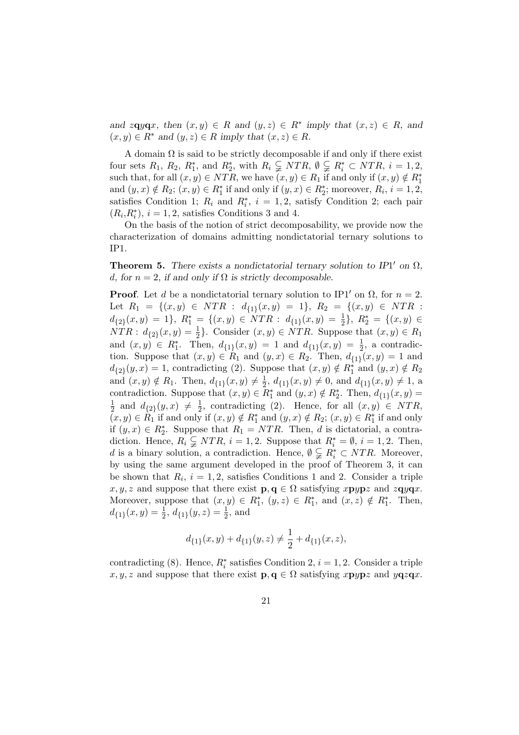*and $z\mathbf{q}y\mathbf{q}x$, then $(x,y) \in R$ and $(y,z) \in R^*$ imply that $(x,z) \in R$, and $(x,y) \in R^*$ and $(y,z) \in R$ imply that $(x,z) \in R$.*

A domain $\Omega$ is said to be strictly decomposable if and only if there exist four sets $R_1$, $R_2$, $R_1^*$, and $R_2^*$, with $R_i \subsetneqq NTR$, $\emptyset \subsetneqq R_i^* \subset NTR$, $i = 1,2$, such that, for all $(x,y) \in NTR$, we have $(x,y) \in R_1$ if and only if $(x,y) \notin R_1^*$ and $(y,x) \notin R_2$; $(x,y) \in R_1^*$ if and only if $(y,x) \in R_2^*$; moreover, $R_i$, $i = 1,2$, satisfies Condition 1; $R_i$ and $R_i^*$, $i = 1,2$, satisfy Condition 2; each pair $(R_i, R_i^*)$, $i = 1,2$, satisfies Conditions 3 and 4.

On the basis of the notion of strict decomposability, we provide now the characterization of domains admitting nondictatorial ternary solutions to IP1.

**Theorem 5.** *There exists a nondictatorial ternary solution to IP1$'$ on $\Omega$, $d$, for $n = 2$, if and only if $\Omega$ is strictly decomposable.*

**Proof**. Let $d$ be a nondictatorial ternary solution to IP1$'$ on $\Omega$, for $n = 2$. Let $R_1 = \{(x,y) \in NTR : d_{\{1\}}(x,y) = 1\}$, $R_2 = \{(x,y) \in NTR : d_{\{2\}}(x,y) = 1\}$, $R_1^* = \{(x,y) \in NTR : d_{\{1\}}(x,y) = \frac{1}{2}\}$, $R_2^* = \{(x,y) \in NTR : d_{\{2\}}(x,y) = \frac{1}{2}\}$. Consider $(x,y) \in NTR$. Suppose that $(x,y) \in R_1$ and $(x,y) \in R_1^*$. Then, $d_{\{1\}}(x,y) = 1$ and $d_{\{1\}}(x,y) = \frac{1}{2}$, a contradiction. Suppose that $(x,y) \in R_1$ and $(y,x) \in R_2$. Then, $d_{\{1\}}(x,y) = 1$ and $d_{\{2\}}(y,x) = 1$, contradicting (2). Suppose that $(x,y) \notin R_1^*$ and $(y,x) \notin R_2$ and $(x,y) \notin R_1$. Then, $d_{\{1\}}(x,y) \neq \frac{1}{2}$, $d_{\{1\}}(x,y) \neq 0$, and $d_{\{1\}}(x,y) \neq 1$, a contradiction. Suppose that $(x,y) \in R_1^*$ and $(y,x) \notin R_2^*$. Then, $d_{\{1\}}(x,y) = \frac{1}{2}$ and $d_{\{2\}}(y,x) \neq \frac{1}{2}$, contradicting (2). Hence, for all $(x,y) \in NTR$, $(x,y) \in R_1$ if and only if $(x,y) \notin R_1^*$ and $(y,x) \notin R_2$; $(x,y) \in R_1^*$ if and only if $(y,x) \in R_2^*$. Suppose that $R_1 = NTR$. Then, $d$ is dictatorial, a contradiction. Hence, $R_i \subsetneqq NTR$, $i = 1,2$. Suppose that $R_i^* = \emptyset$, $i = 1,2$. Then, $d$ is a binary solution, a contradiction. Hence, $\emptyset \subsetneqq R_i^* \subset NTR$. Moreover, by using the same argument developed in the proof of Theorem 3, it can be shown that $R_i$, $i = 1,2$, satisfies Conditions 1 and 2. Consider a triple $x,y,z$ and suppose that there exist $\mathbf{p}, \mathbf{q} \in \Omega$ satisfying $x\mathbf{p}y\mathbf{p}z$ and $z\mathbf{q}y\mathbf{q}x$. Moreover, suppose that $(x,y) \in R_1^*$, $(y,z) \in R_1^*$, and $(x,z) \notin R_1^*$. Then, $d_{\{1\}}(x,y) = \frac{1}{2}$, $d_{\{1\}}(y,z) = \frac{1}{2}$, and

$$d_{\{1\}}(x,y) + d_{\{1\}}(y,z) \neq \frac{1}{2} + d_{\{1\}}(x,z),$$

contradicting (8). Hence, $R_i^*$ satisfies Condition 2, $i = 1,2$. Consider a triple $x,y,z$ and suppose that there exist $\mathbf{p}, \mathbf{q} \in \Omega$ satisfying $x\mathbf{p}y\mathbf{p}z$ and $y\mathbf{q}z\mathbf{q}x$.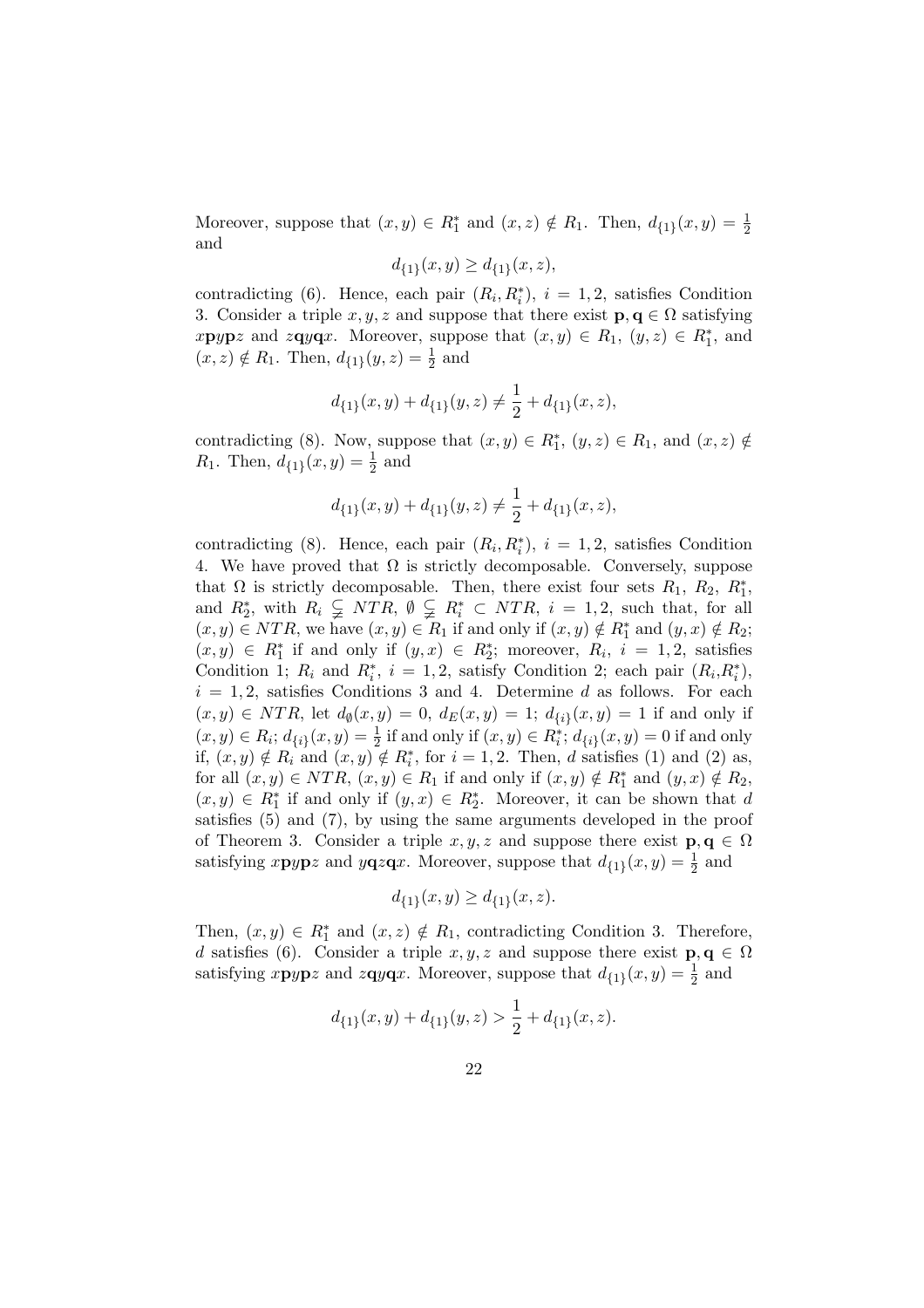Moreover, suppose that $(x, y) \in R_1^*$ and $(x, z) \notin R_1$. Then, $d_{\{1\}}(x, y) = \frac{1}{2}$ and

$$d_{\{1\}}(x, y) \geq d_{\{1\}}(x, z),$$

contradicting (6). Hence, each pair $(R_i, R_i^*)$, $i = 1, 2$, satisfies Condition 3. Consider a triple $x, y, z$ and suppose that there exist $\mathbf{p}, \mathbf{q} \in \Omega$ satisfying $x\mathbf{p}y\mathbf{p}z$ and $z\mathbf{q}y\mathbf{q}x$. Moreover, suppose that $(x, y) \in R_1$, $(y, z) \in R_1^*$, and $(x, z) \notin R_1$. Then, $d_{\{1\}}(y, z) = \frac{1}{2}$ and

$$d_{\{1\}}(x, y) + d_{\{1\}}(y, z) \neq \frac{1}{2} + d_{\{1\}}(x, z),$$

contradicting (8). Now, suppose that $(x, y) \in R_1^*$, $(y, z) \in R_1$, and $(x, z) \notin R_1$. Then, $d_{\{1\}}(x, y) = \frac{1}{2}$ and

$$d_{\{1\}}(x, y) + d_{\{1\}}(y, z) \neq \frac{1}{2} + d_{\{1\}}(x, z),$$

contradicting (8). Hence, each pair $(R_i, R_i^*)$, $i = 1, 2$, satisfies Condition 4. We have proved that $\Omega$ is strictly decomposable. Conversely, suppose that $\Omega$ is strictly decomposable. Then, there exist four sets $R_1$, $R_2$, $R_1^*$, and $R_2^*$, with $R_i \subsetneqq NTR$, $\emptyset \subsetneqq R_i^* \subset NTR$, $i = 1, 2$, such that, for all $(x, y) \in NTR$, we have $(x, y) \in R_1$ if and only if $(x, y) \notin R_1^*$ and $(y, x) \notin R_2$; $(x, y) \in R_1^*$ if and only if $(y, x) \in R_2^*$; moreover, $R_i$, $i = 1, 2$, satisfies Condition 1; $R_i$ and $R_i^*$, $i = 1, 2$, satisfy Condition 2; each pair $(R_i, R_i^*)$, $i = 1, 2$, satisfies Conditions 3 and 4. Determine $d$ as follows. For each $(x, y) \in NTR$, let $d_\emptyset(x, y) = 0$, $d_E(x, y) = 1$; $d_{\{i\}}(x, y) = 1$ if and only if $(x, y) \in R_i$; $d_{\{i\}}(x, y) = \frac{1}{2}$ if and only if $(x, y) \in R_i^*$; $d_{\{i\}}(x, y) = 0$ if and only if, $(x, y) \notin R_i$ and $(x, y) \notin R_i^*$, for $i = 1, 2$. Then, $d$ satisfies (1) and (2) as, for all $(x, y) \in NTR$, $(x, y) \in R_1$ if and only if $(x, y) \notin R_1^*$ and $(y, x) \notin R_2$, $(x, y) \in R_1^*$ if and only if $(y, x) \in R_2^*$. Moreover, it can be shown that $d$ satisfies (5) and (7), by using the same arguments developed in the proof of Theorem 3. Consider a triple $x, y, z$ and suppose there exist $\mathbf{p}, \mathbf{q} \in \Omega$ satisfying $x\mathbf{p}y\mathbf{p}z$ and $y\mathbf{q}z\mathbf{q}x$. Moreover, suppose that $d_{\{1\}}(x, y) = \frac{1}{2}$ and

$$d_{\{1\}}(x, y) \geq d_{\{1\}}(x, z).$$

Then, $(x, y) \in R_1^*$ and $(x, z) \notin R_1$, contradicting Condition 3. Therefore, $d$ satisfies (6). Consider a triple $x, y, z$ and suppose there exist $\mathbf{p}, \mathbf{q} \in \Omega$ satisfying $x\mathbf{p}y\mathbf{p}z$ and $z\mathbf{q}y\mathbf{q}x$. Moreover, suppose that $d_{\{1\}}(x, y) = \frac{1}{2}$ and

$$d_{\{1\}}(x, y) + d_{\{1\}}(y, z) > \frac{1}{2} + d_{\{1\}}(x, z).$$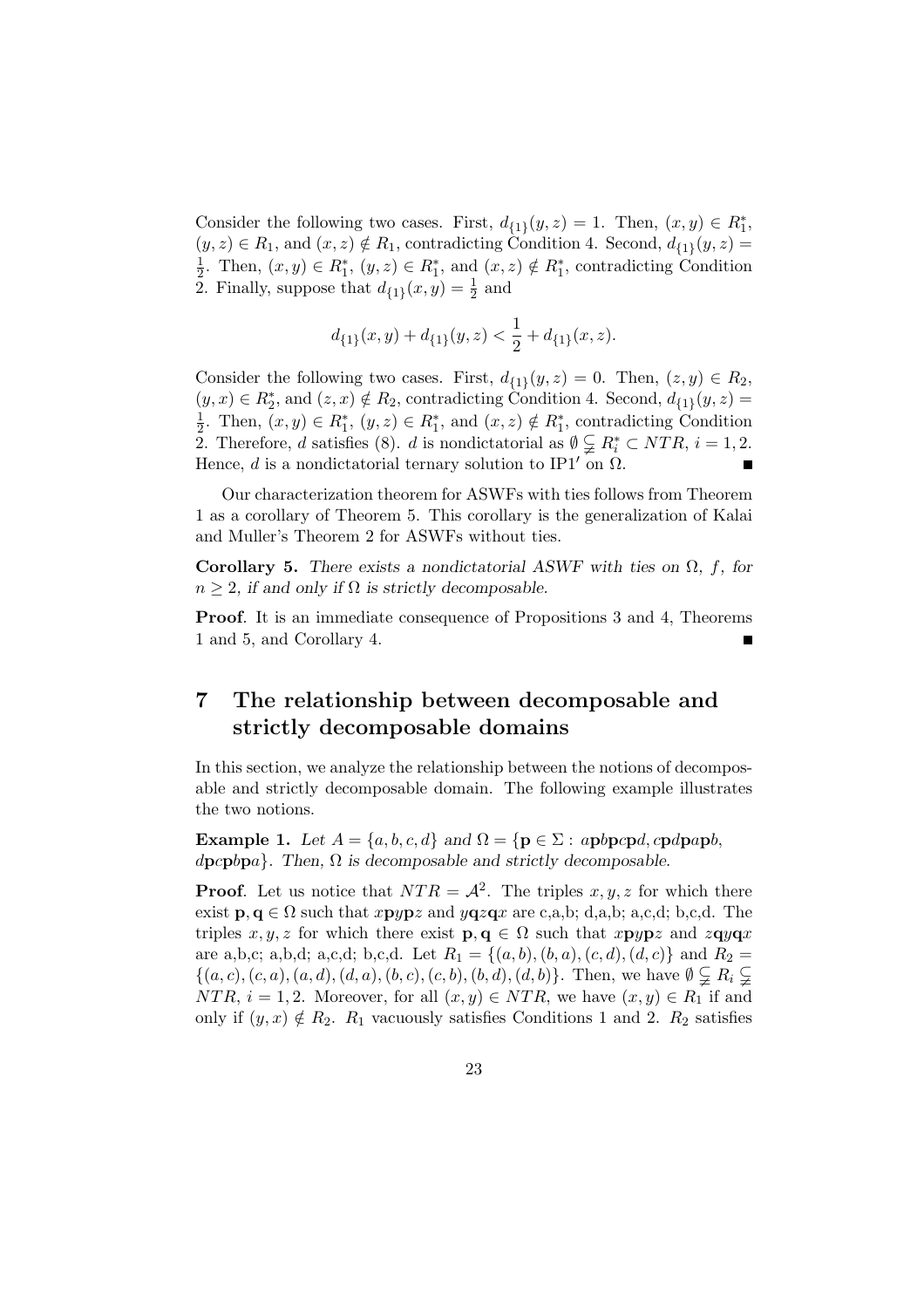Consider the following two cases. First, $d_{\{1\}}(y,z) = 1$. Then, $(x,y) \in R_1^*$, $(y,z) \in R_1$, and $(x,z) \notin R_1$, contradicting Condition 4. Second, $d_{\{1\}}(y,z) = \frac{1}{2}$. Then, $(x,y) \in R_1^*$, $(y,z) \in R_1^*$, and $(x,z) \notin R_1^*$, contradicting Condition 2. Finally, suppose that $d_{\{1\}}(x,y) = \frac{1}{2}$ and

$$d_{\{1\}}(x,y) + d_{\{1\}}(y,z) < \frac{1}{2} + d_{\{1\}}(x,z).$$

Consider the following two cases. First, $d_{\{1\}}(y,z) = 0$. Then, $(z,y) \in R_2$, $(y,x) \in R_2^*$, and $(z,x) \notin R_2$, contradicting Condition 4. Second, $d_{\{1\}}(y,z) = \frac{1}{2}$. Then, $(x,y) \in R_1^*$, $(y,z) \in R_1^*$, and $(x,z) \notin R_1^*$, contradicting Condition 2. Therefore, $d$ satisfies (8). $d$ is nondictatorial as $\emptyset \subsetneq R_i^* \subset NTR$, $i = 1,2$. Hence, $d$ is a nondictatorial ternary solution to IP1′ on $\Omega$. ∎

Our characterization theorem for ASWFs with ties follows from Theorem 1 as a corollary of Theorem 5. This corollary is the generalization of Kalai and Muller's Theorem 2 for ASWFs without ties.

**Corollary 5.** *There exists a nondictatorial ASWF with ties on $\Omega$, $f$, for $n \geq 2$, if and only if $\Omega$ is strictly decomposable.*

**Proof**. It is an immediate consequence of Propositions 3 and 4, Theorems 1 and 5, and Corollary 4. ∎

# 7 The relationship between decomposable and strictly decomposable domains

In this section, we analyze the relationship between the notions of decomposable and strictly decomposable domain. The following example illustrates the two notions.

**Example 1.** *Let $A = \{a,b,c,d\}$ and $\Omega = \{\mathbf{p} \in \Sigma : a\mathbf{p}b\mathbf{p}c\mathbf{p}d, c\mathbf{p}d\mathbf{p}a\mathbf{p}b, d\mathbf{p}c\mathbf{p}b\mathbf{p}a\}$. Then, $\Omega$ is decomposable and strictly decomposable.*

**Proof**. Let us notice that $NTR = \mathcal{A}^2$. The triples $x,y,z$ for which there exist $\mathbf{p},\mathbf{q} \in \Omega$ such that $x\mathbf{p}y\mathbf{p}z$ and $y\mathbf{q}z\mathbf{q}x$ are c,a,b; d,a,b; a,c,d; b,c,d. The triples $x,y,z$ for which there exist $\mathbf{p},\mathbf{q} \in \Omega$ such that $x\mathbf{p}y\mathbf{p}z$ and $z\mathbf{q}y\mathbf{q}x$ are a,b,c; a,b,d; a,c,d; b,c,d. Let $R_1 = \{(a,b),(b,a),(c,d),(d,c)\}$ and $R_2 = \{(a,c),(c,a),(a,d),(d,a),(b,c),(c,b),(b,d),(d,b)\}$. Then, we have $\emptyset \subsetneq R_i \subsetneq NTR$, $i = 1,2$. Moreover, for all $(x,y) \in NTR$, we have $(x,y) \in R_1$ if and only if $(y,x) \notin R_2$. $R_1$ vacuously satisfies Conditions 1 and 2. $R_2$ satisfies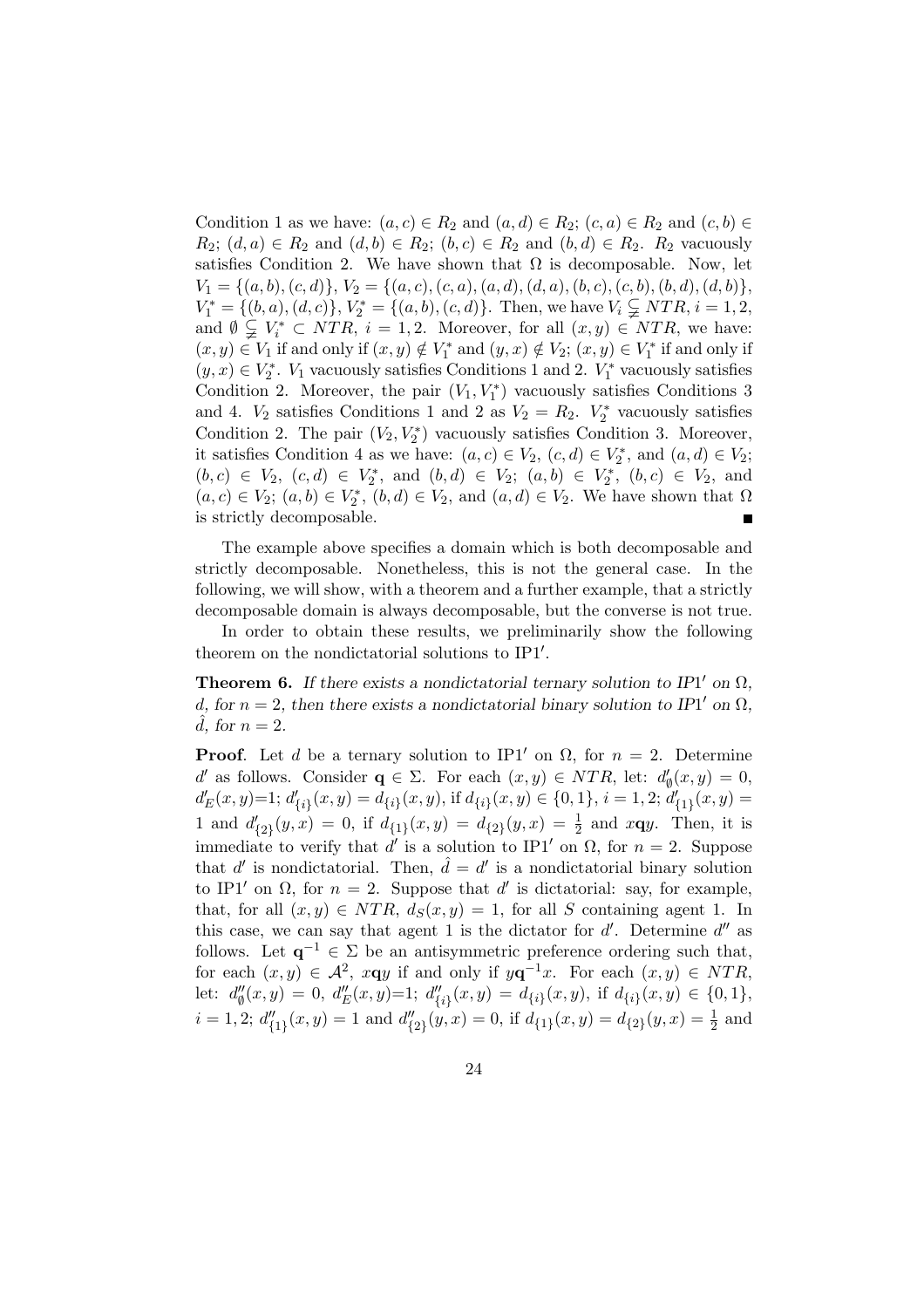Condition 1 as we have: $(a,c) \in R_2$ and $(a,d) \in R_2$; $(c,a) \in R_2$ and $(c,b) \in R_2$; $(d,a) \in R_2$ and $(d,b) \in R_2$; $(b,c) \in R_2$ and $(b,d) \in R_2$. $R_2$ vacuously satisfies Condition 2. We have shown that $\Omega$ is decomposable. Now, let $V_1 = \{(a,b),(c,d)\}$, $V_2 = \{(a,c),(c,a),(a,d),(d,a),(b,c),(c,b),(b,d),(d,b)\}$, $V_1^* = \{(b,a),(d,c)\}$, $V_2^* = \{(a,b),(c,d)\}$. Then, we have $V_i \subsetneqq NTR$, $i = 1,2$, and $\emptyset \subsetneqq V_i^* \subset NTR$, $i = 1,2$. Moreover, for all $(x,y) \in NTR$, we have: $(x,y) \in V_1$ if and only if $(x,y) \notin V_1^*$ and $(y,x) \notin V_2$; $(x,y) \in V_1^*$ if and only if $(y,x) \in V_2^*$. $V_1$ vacuously satisfies Conditions 1 and 2. $V_1^*$ vacuously satisfies Condition 2. Moreover, the pair $(V_1, V_1^*)$ vacuously satisfies Conditions 3 and 4. $V_2$ satisfies Conditions 1 and 2 as $V_2 = R_2$. $V_2^*$ vacuously satisfies Condition 2. The pair $(V_2, V_2^*)$ vacuously satisfies Condition 3. Moreover, it satisfies Condition 4 as we have: $(a,c) \in V_2$, $(c,d) \in V_2^*$, and $(a,d) \in V_2$; $(b,c) \in V_2$, $(c,d) \in V_2^*$, and $(b,d) \in V_2$; $(a,b) \in V_2^*$, $(b,c) \in V_2$, and $(a,c) \in V_2$; $(a,b) \in V_2^*$, $(b,d) \in V_2$, and $(a,d) \in V_2$. We have shown that $\Omega$ is strictly decomposable. ■

The example above specifies a domain which is both decomposable and strictly decomposable. Nonetheless, this is not the general case. In the following, we will show, with a theorem and a further example, that a strictly decomposable domain is always decomposable, but the converse is not true.

In order to obtain these results, we preliminarily show the following theorem on the nondictatorial solutions to IP1′.

**Theorem 6.** *If there exists a nondictatorial ternary solution to IP1′ on $\Omega$, $d$, for $n = 2$, then there exists a nondictatorial binary solution to IP1′ on $\Omega$, $\hat{d}$, for $n = 2$.*

**Proof**. Let $d$ be a ternary solution to IP1′ on $\Omega$, for $n = 2$. Determine $d'$ as follows. Consider $\mathbf{q} \in \Sigma$. For each $(x,y) \in NTR$, let: $d'_\emptyset(x,y) = 0$, $d'_E(x,y)$=1; $d'_{\{i\}}(x,y) = d_{\{i\}}(x,y)$, if $d_{\{i\}}(x,y) \in \{0,1\}$, $i = 1,2$; $d'_{\{1\}}(x,y) = 1$ and $d'_{\{2\}}(y,x) = 0$, if $d_{\{1\}}(x,y) = d_{\{2\}}(y,x) = \frac{1}{2}$ and $x\mathbf{q}y$. Then, it is immediate to verify that $d'$ is a solution to IP1′ on $\Omega$, for $n = 2$. Suppose that $d'$ is nondictatorial. Then, $\hat{d} = d'$ is a nondictatorial binary solution to IP1′ on $\Omega$, for $n = 2$. Suppose that $d'$ is dictatorial: say, for example, that, for all $(x,y) \in NTR$, $d_S(x,y) = 1$, for all $S$ containing agent 1. In this case, we can say that agent 1 is the dictator for $d'$. Determine $d''$ as follows. Let $\mathbf{q}^{-1} \in \Sigma$ be an antisymmetric preference ordering such that, for each $(x,y) \in \mathcal{A}^2$, $x\mathbf{q}y$ if and only if $y\mathbf{q}^{-1}x$. For each $(x,y) \in NTR$, let: $d''_\emptyset(x,y) = 0$, $d''_E(x,y)$=1; $d''_{\{i\}}(x,y) = d_{\{i\}}(x,y)$, if $d_{\{i\}}(x,y) \in \{0,1\}$, $i = 1,2$; $d''_{\{1\}}(x,y) = 1$ and $d''_{\{2\}}(y,x) = 0$, if $d_{\{1\}}(x,y) = d_{\{2\}}(y,x) = \frac{1}{2}$ and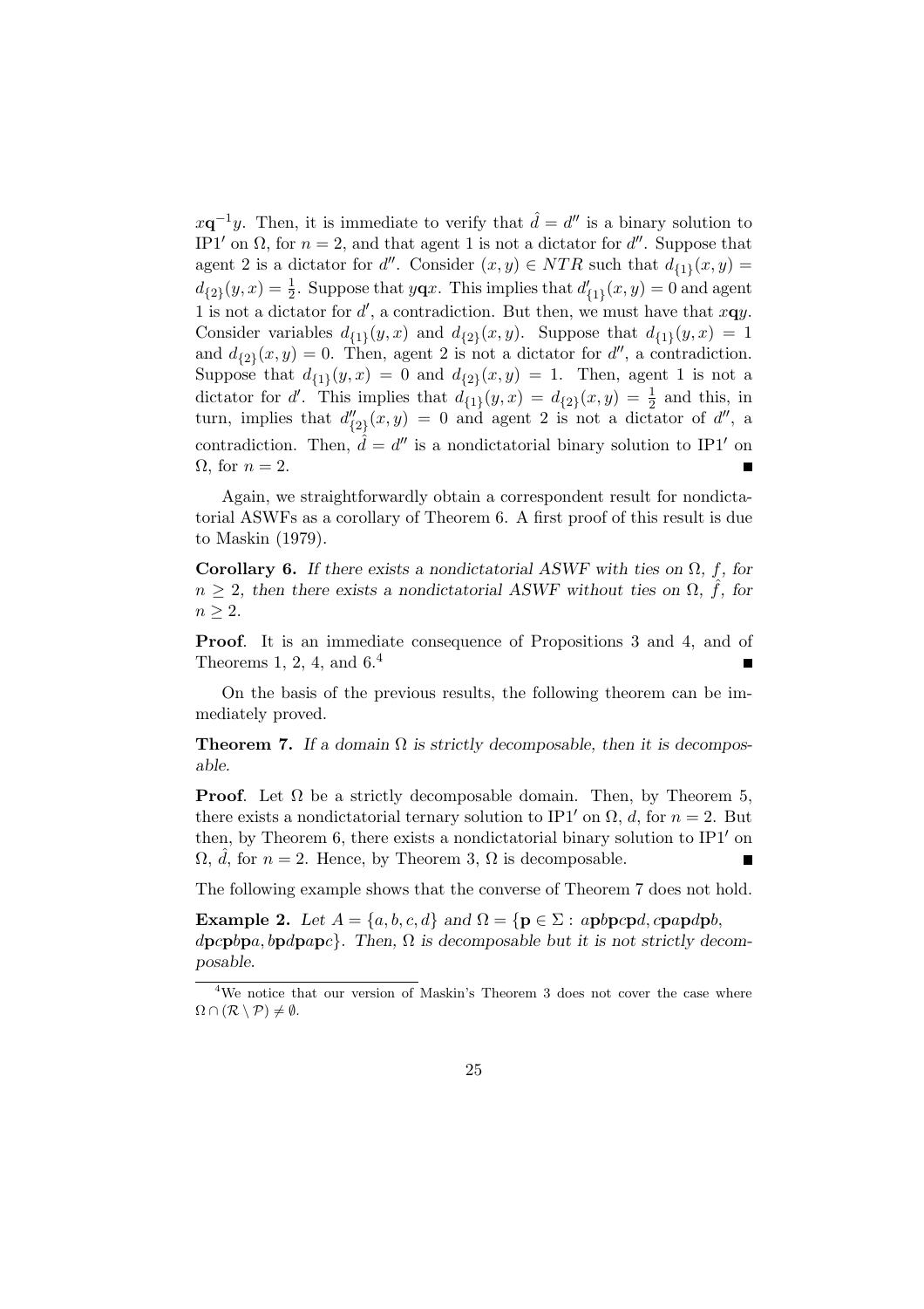$x\mathbf{q}^{-1}y$. Then, it is immediate to verify that $\hat{d} = d''$ is a binary solution to IP1$'$ on $\Omega$, for $n = 2$, and that agent 1 is not a dictator for $d''$. Suppose that agent 2 is a dictator for $d''$. Consider $(x, y) \in NTR$ such that $d_{\{1\}}(x, y) = d_{\{2\}}(y, x) = \frac{1}{2}$. Suppose that $y\mathbf{q}x$. This implies that $d'_{\{1\}}(x, y) = 0$ and agent 1 is not a dictator for $d'$, a contradiction. But then, we must have that $x\mathbf{q}y$. Consider variables $d_{\{1\}}(y, x)$ and $d_{\{2\}}(x, y)$. Suppose that $d_{\{1\}}(y, x) = 1$ and $d_{\{2\}}(x, y) = 0$. Then, agent 2 is not a dictator for $d''$, a contradiction. Suppose that $d_{\{1\}}(y, x) = 0$ and $d_{\{2\}}(x, y) = 1$. Then, agent 1 is not a dictator for $d'$. This implies that $d_{\{1\}}(y, x) = d_{\{2\}}(x, y) = \frac{1}{2}$ and this, in turn, implies that $d''_{\{2\}}(x, y) = 0$ and agent 2 is not a dictator of $d''$, a contradiction. Then, $\hat{d} = d''$ is a nondictatorial binary solution to IP1$'$ on $\Omega$, for $n = 2$. ∎

Again, we straightforwardly obtain a correspondent result for nondictatorial ASWFs as a corollary of Theorem 6. A first proof of this result is due to Maskin (1979).

**Corollary 6.** *If there exists a nondictatorial ASWF with ties on $\Omega$, $f$, for $n \geq 2$, then there exists a nondictatorial ASWF without ties on $\Omega$, $\hat{f}$, for $n \geq 2$.*

**Proof**. It is an immediate consequence of Propositions 3 and 4, and of Theorems 1, 2, 4, and 6.[4] ∎

On the basis of the previous results, the following theorem can be immediately proved.

**Theorem 7.** *If a domain $\Omega$ is strictly decomposable, then it is decomposable.*

**Proof**. Let $\Omega$ be a strictly decomposable domain. Then, by Theorem 5, there exists a nondictatorial ternary solution to IP1$'$ on $\Omega$, $d$, for $n = 2$. But then, by Theorem 6, there exists a nondictatorial binary solution to IP1$'$ on $\Omega$, $\hat{d}$, for $n = 2$. Hence, by Theorem 3, $\Omega$ is decomposable. ∎

The following example shows that the converse of Theorem 7 does not hold.

**Example 2.** *Let $A = \{a, b, c, d\}$ and $\Omega = \{\mathbf{p} \in \Sigma : a\mathbf{p}b\mathbf{p}c\mathbf{p}d, c\mathbf{p}a\mathbf{p}d\mathbf{p}b, d\mathbf{p}c\mathbf{p}b\mathbf{p}a, b\mathbf{p}d\mathbf{p}a\mathbf{p}c\}$. Then, $\Omega$ is decomposable but it is not strictly decomposable.*

---

[4] We notice that our version of Maskin's Theorem 3 does not cover the case where $\Omega \cap (\mathcal{R} \setminus \mathcal{P}) \neq \emptyset$.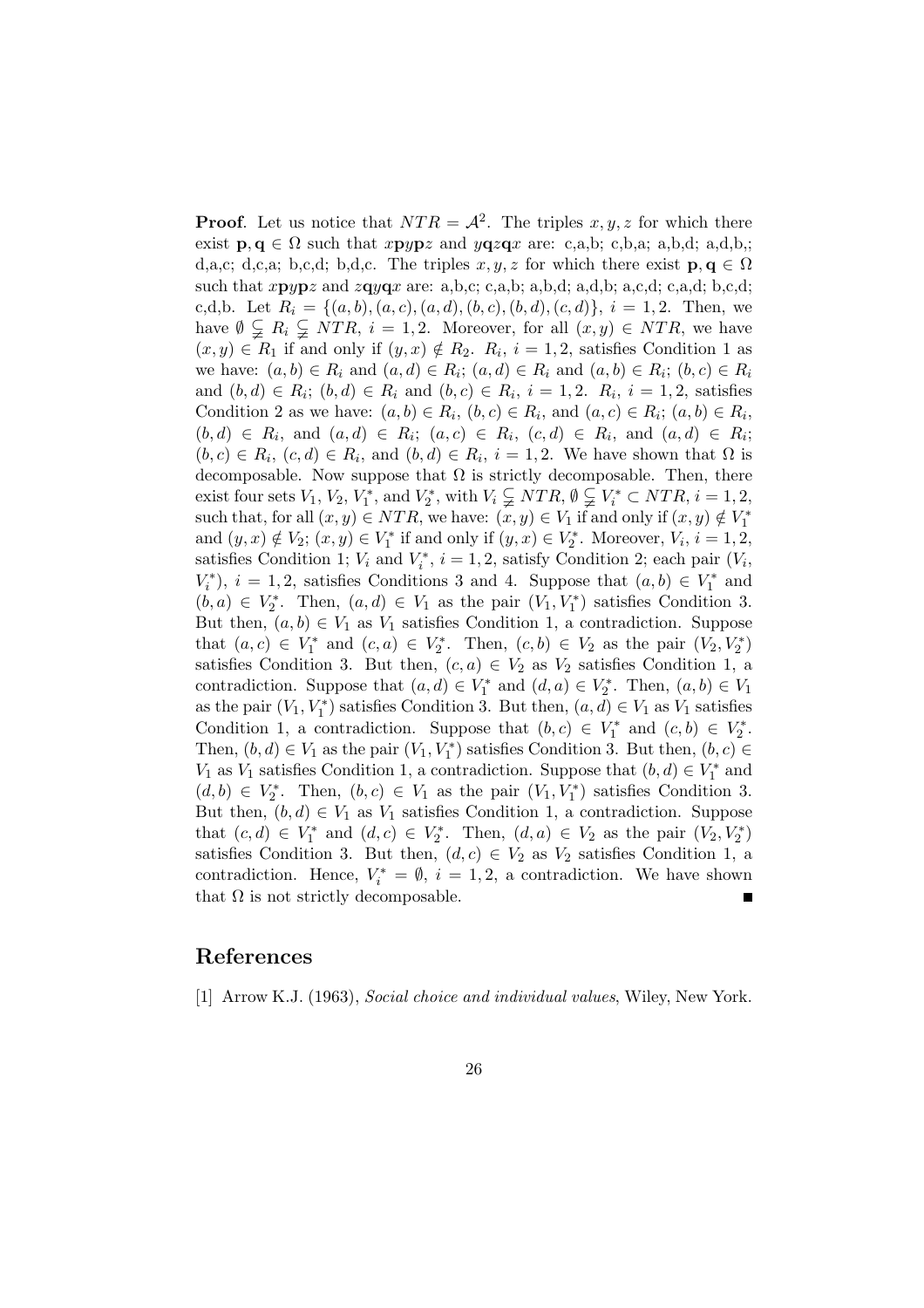**Proof**. Let us notice that $NTR = \mathcal{A}^2$. The triples $x, y, z$ for which there exist $\mathbf{p}, \mathbf{q} \in \Omega$ such that $x\mathbf{p}y\mathbf{p}z$ and $y\mathbf{q}z\mathbf{q}x$ are: c,a,b; c,b,a; a,b,d; a,d,b,; d,a,c; d,c,a; b,c,d; b,d,c. The triples $x, y, z$ for which there exist $\mathbf{p}, \mathbf{q} \in \Omega$ such that $x\mathbf{p}y\mathbf{p}z$ and $z\mathbf{q}y\mathbf{q}x$ are: a,b,c; c,a,b; a,b,d; a,d,b; a,c,d; c,a,d; b,c,d; c,d,b. Let $R_i = \{(a, b), (a, c), (a, d), (b, c), (b, d), (c, d)\}$, $i = 1, 2$. Then, we have $\emptyset \subsetneqq R_i \subsetneqq NTR$, $i = 1, 2$. Moreover, for all $(x, y) \in NTR$, we have $(x, y) \in R_1$ if and only if $(y, x) \notin R_2$. $R_i$, $i = 1, 2$, satisfies Condition 1 as we have: $(a, b) \in R_i$ and $(a, d) \in R_i$; $(a, d) \in R_i$ and $(a, b) \in R_i$; $(b, c) \in R_i$ and $(b, d) \in R_i$; $(b, d) \in R_i$ and $(b, c) \in R_i$, $i = 1, 2$. $R_i$, $i = 1, 2$, satisfies Condition 2 as we have: $(a, b) \in R_i$, $(b, c) \in R_i$, and $(a, c) \in R_i$; $(a, b) \in R_i$, $(b, d) \in R_i$, and $(a, d) \in R_i$; $(a, c) \in R_i$, $(c, d) \in R_i$, and $(a, d) \in R_i$; $(b, c) \in R_i$, $(c, d) \in R_i$, and $(b, d) \in R_i$, $i = 1, 2$. We have shown that $\Omega$ is decomposable. Now suppose that $\Omega$ is strictly decomposable. Then, there exist four sets $V_1$, $V_2$, $V_1^*$, and $V_2^*$, with $V_i \subsetneqq NTR$, $\emptyset \subsetneqq V_i^* \subset NTR$, $i = 1, 2$, such that, for all $(x, y) \in NTR$, we have: $(x, y) \in V_1$ if and only if $(x, y) \notin V_1^*$ and $(y, x) \notin V_2$; $(x, y) \in V_1^*$ if and only if $(y, x) \in V_2^*$. Moreover, $V_i$, $i = 1, 2$, satisfies Condition 1; $V_i$ and $V_i^*$, $i = 1, 2$, satisfy Condition 2; each pair $(V_i, V_i^*)$, $i = 1, 2$, satisfies Conditions 3 and 4. Suppose that $(a, b) \in V_1^*$ and $(b, a) \in V_2^*$. Then, $(a, d) \in V_1$ as the pair $(V_1, V_1^*)$ satisfies Condition 3. But then, $(a, b) \in V_1$ as $V_1$ satisfies Condition 1, a contradiction. Suppose that $(a, c) \in V_1^*$ and $(c, a) \in V_2^*$. Then, $(c, b) \in V_2$ as the pair $(V_2, V_2^*)$ satisfies Condition 3. But then, $(c, a) \in V_2$ as $V_2$ satisfies Condition 1, a contradiction. Suppose that $(a, d) \in V_1^*$ and $(d, a) \in V_2^*$. Then, $(a, b) \in V_1$ as the pair $(V_1, V_1^*)$ satisfies Condition 3. But then, $(a, d) \in V_1$ as $V_1$ satisfies Condition 1, a contradiction. Suppose that $(b, c) \in V_1^*$ and $(c, b) \in V_2^*$. Then, $(b, d) \in V_1$ as the pair $(V_1, V_1^*)$ satisfies Condition 3. But then, $(b, c) \in V_1$ as $V_1$ satisfies Condition 1, a contradiction. Suppose that $(b, d) \in V_1^*$ and $(d, b) \in V_2^*$. Then, $(b, c) \in V_1$ as the pair $(V_1, V_1^*)$ satisfies Condition 3. But then, $(b, d) \in V_1$ as $V_1$ satisfies Condition 1, a contradiction. Suppose that $(c, d) \in V_1^*$ and $(d, c) \in V_2^*$. Then, $(d, a) \in V_2$ as the pair $(V_2, V_2^*)$ satisfies Condition 3. But then, $(d, c) \in V_2$ as $V_2$ satisfies Condition 1, a contradiction. Hence, $V_i^* = \emptyset$, $i = 1, 2$, a contradiction. We have shown that $\Omega$ is not strictly decomposable. ■

## References

[1] Arrow K.J. (1963), *Social choice and individual values*, Wiley, New York.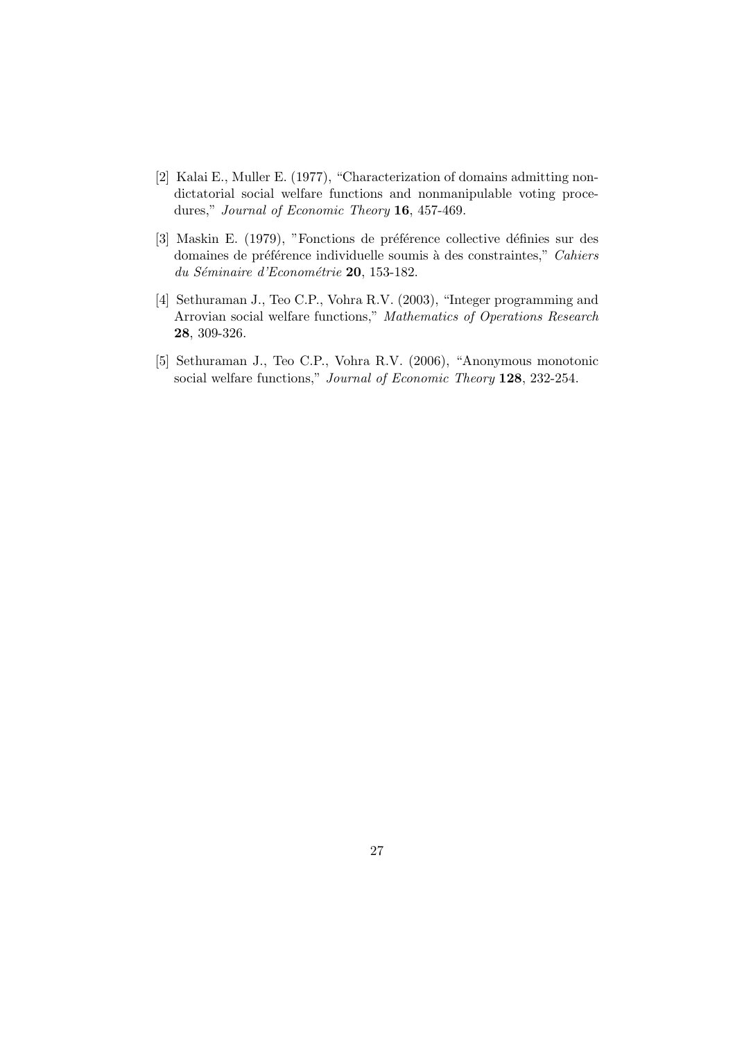[2] Kalai E., Muller E. (1977), "Characterization of domains admitting nondictatorial social welfare functions and nonmanipulable voting procedures," *Journal of Economic Theory* **16**, 457-469.

[3] Maskin E. (1979), "Fonctions de préférence collective définies sur des domaines de préférence individuelle soumis à des constraintes," *Cahiers du Séminaire d'Econométrie* **20**, 153-182.

[4] Sethuraman J., Teo C.P., Vohra R.V. (2003), "Integer programming and Arrovian social welfare functions," *Mathematics of Operations Research* **28**, 309-326.

[5] Sethuraman J., Teo C.P., Vohra R.V. (2006), "Anonymous monotonic social welfare functions," *Journal of Economic Theory* **128**, 232-254.